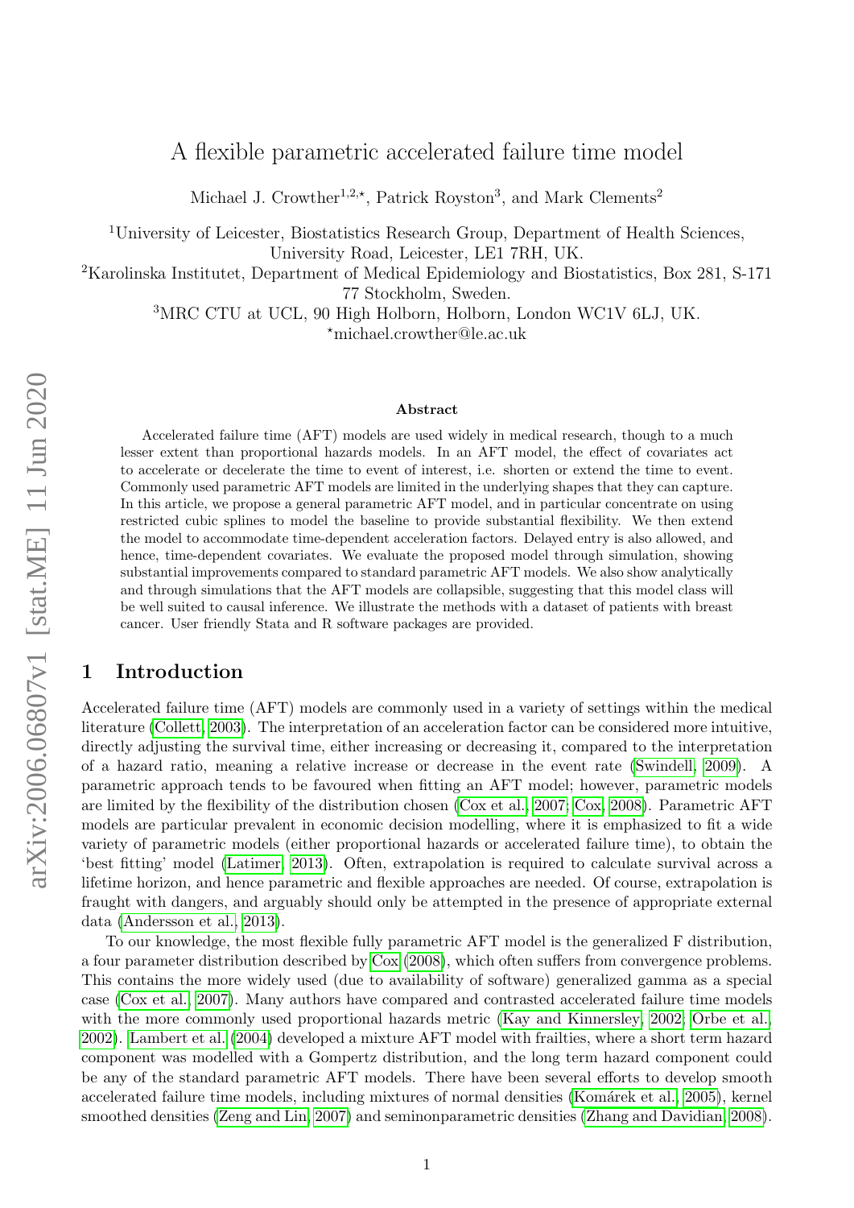# A flexible parametric accelerated failure time model

Michael J. Crowther[1,2,⋆], Patrick Royston[3], and Mark Clements[2]

[1]University of Leicester, Biostatistics Research Group, Department of Health Sciences, University Road, Leicester, LE1 7RH, UK.

[2]Karolinska Institutet, Department of Medical Epidemiology and Biostatistics, Box 281, S-171 77 Stockholm, Sweden.

[3]MRC CTU at UCL, 90 High Holborn, Holborn, London WC1V 6LJ, UK.

[⋆]michael.crowther@le.ac.uk

### Abstract

Accelerated failure time (AFT) models are used widely in medical research, though to a much lesser extent than proportional hazards models. In an AFT model, the effect of covariates act to accelerate or decelerate the time to event of interest, i.e. shorten or extend the time to event. Commonly used parametric AFT models are limited in the underlying shapes that they can capture. In this article, we propose a general parametric AFT model, and in particular concentrate on using restricted cubic splines to model the baseline to provide substantial flexibility. We then extend the model to accommodate time-dependent acceleration factors. Delayed entry is also allowed, and hence, time-dependent covariates. We evaluate the proposed model through simulation, showing substantial improvements compared to standard parametric AFT models. We also show analytically and through simulations that the AFT models are collapsible, suggesting that this model class will be well suited to causal inference. We illustrate the methods with a dataset of patients with breast cancer. User friendly Stata and R software packages are provided.

## 1 Introduction

Accelerated failure time (AFT) models are commonly used in a variety of settings within the medical literature (Collett, 2003). The interpretation of an acceleration factor can be considered more intuitive, directly adjusting the survival time, either increasing or decreasing it, compared to the interpretation of a hazard ratio, meaning a relative increase or decrease in the event rate (Swindell, 2009). A parametric approach tends to be favoured when fitting an AFT model; however, parametric models are limited by the flexibility of the distribution chosen (Cox et al., 2007; Cox, 2008). Parametric AFT models are particular prevalent in economic decision modelling, where it is emphasized to fit a wide variety of parametric models (either proportional hazards or accelerated failure time), to obtain the 'best fitting' model (Latimer, 2013). Often, extrapolation is required to calculate survival across a lifetime horizon, and hence parametric and flexible approaches are needed. Of course, extrapolation is fraught with dangers, and arguably should only be attempted in the presence of appropriate external data (Andersson et al., 2013).

To our knowledge, the most flexible fully parametric AFT model is the generalized F distribution, a four parameter distribution described by Cox (2008), which often suffers from convergence problems. This contains the more widely used (due to availability of software) generalized gamma as a special case (Cox et al., 2007). Many authors have compared and contrasted accelerated failure time models with the more commonly used proportional hazards metric (Kay and Kinnersley, 2002; Orbe et al., 2002). Lambert et al. (2004) developed a mixture AFT model with frailties, where a short term hazard component was modelled with a Gompertz distribution, and the long term hazard component could be any of the standard parametric AFT models. There have been several efforts to develop smooth accelerated failure time models, including mixtures of normal densities (Komárek et al., 2005), kernel smoothed densities (Zeng and Lin, 2007) and seminonparametric densities (Zhang and Davidian, 2008).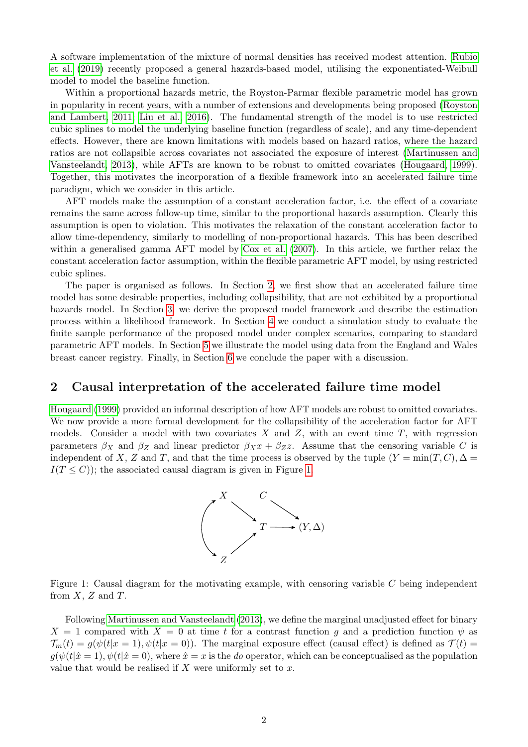A software implementation of the mixture of normal densities has received modest attention. Rubio et al. (2019) recently proposed a general hazards-based model, utilising the exponentiated-Weibull model to model the baseline function.

Within a proportional hazards metric, the Royston-Parmar flexible parametric model has grown in popularity in recent years, with a number of extensions and developments being proposed (Royston and Lambert, 2011; Liu et al., 2016). The fundamental strength of the model is to use restricted cubic splines to model the underlying baseline function (regardless of scale), and any time-dependent effects. However, there are known limitations with models based on hazard ratios, where the hazard ratios are not collapsible across covariates not associated the exposure of interest (Martinussen and Vansteelandt, 2013), while AFTs are known to be robust to omitted covariates (Hougaard, 1999). Together, this motivates the incorporation of a flexible framework into an accelerated failure time paradigm, which we consider in this article.

AFT models make the assumption of a constant acceleration factor, i.e. the effect of a covariate remains the same across follow-up time, similar to the proportional hazards assumption. Clearly this assumption is open to violation. This motivates the relaxation of the constant acceleration factor to allow time-dependency, similarly to modelling of non-proportional hazards. This has been described within a generalised gamma AFT model by Cox et al. (2007). In this article, we further relax the constant acceleration factor assumption, within the flexible parametric AFT model, by using restricted cubic splines.

The paper is organised as follows. In Section 2, we first show that an accelerated failure time model has some desirable properties, including collapsibility, that are not exhibited by a proportional hazards model. In Section 3, we derive the proposed model framework and describe the estimation process within a likelihood framework. In Section 4 we conduct a simulation study to evaluate the finite sample performance of the proposed model under complex scenarios, comparing to standard parametric AFT models. In Section 5 we illustrate the model using data from the England and Wales breast cancer registry. Finally, in Section 6 we conclude the paper with a discussion.

## 2 Causal interpretation of the accelerated failure time model

Hougaard (1999) provided an informal description of how AFT models are robust to omitted covariates. We now provide a more formal development for the collapsibility of the acceleration factor for AFT models. Consider a model with two covariates $X$ and $Z$, with an event time $T$, with regression parameters $\beta_X$ and $\beta_Z$ and linear predictor $\beta_X x + \beta_Z z$. Assume that the censoring variable $C$ is independent of $X$, $Z$ and $T$, and that the time process is observed by the tuple $(Y = \min(T, C), \Delta = I(T \leq C))$; the associated causal diagram is given in Figure 1.

$$
\begin{array}{ccccc}
X & & C & & \\
\updownarrow & \searrow & & \searrow & \\
& & T & \longrightarrow & (Y, \Delta) \\
& \nearrow & & & \\
Z & & & &
\end{array}
$$

Figure 1: Causal diagram for the motivating example, with censoring variable $C$ being independent from $X$, $Z$ and $T$.

Following Martinussen and Vansteelandt (2013), we define the marginal unadjusted effect for binary $X = 1$ compared with $X = 0$ at time $t$ for a contrast function $g$ and a prediction function $\psi$ as $\mathcal{T}_m(t) = g(\psi(t|x = 1), \psi(t|x = 0))$. The marginal exposure effect (causal effect) is defined as $\mathcal{T}(t) = g(\psi(t|\hat{x} = 1), \psi(t|\hat{x} = 0)$, where $\hat{x} = x$ is the *do* operator, which can be conceptualised as the population value that would be realised if $X$ were uniformly set to $x$.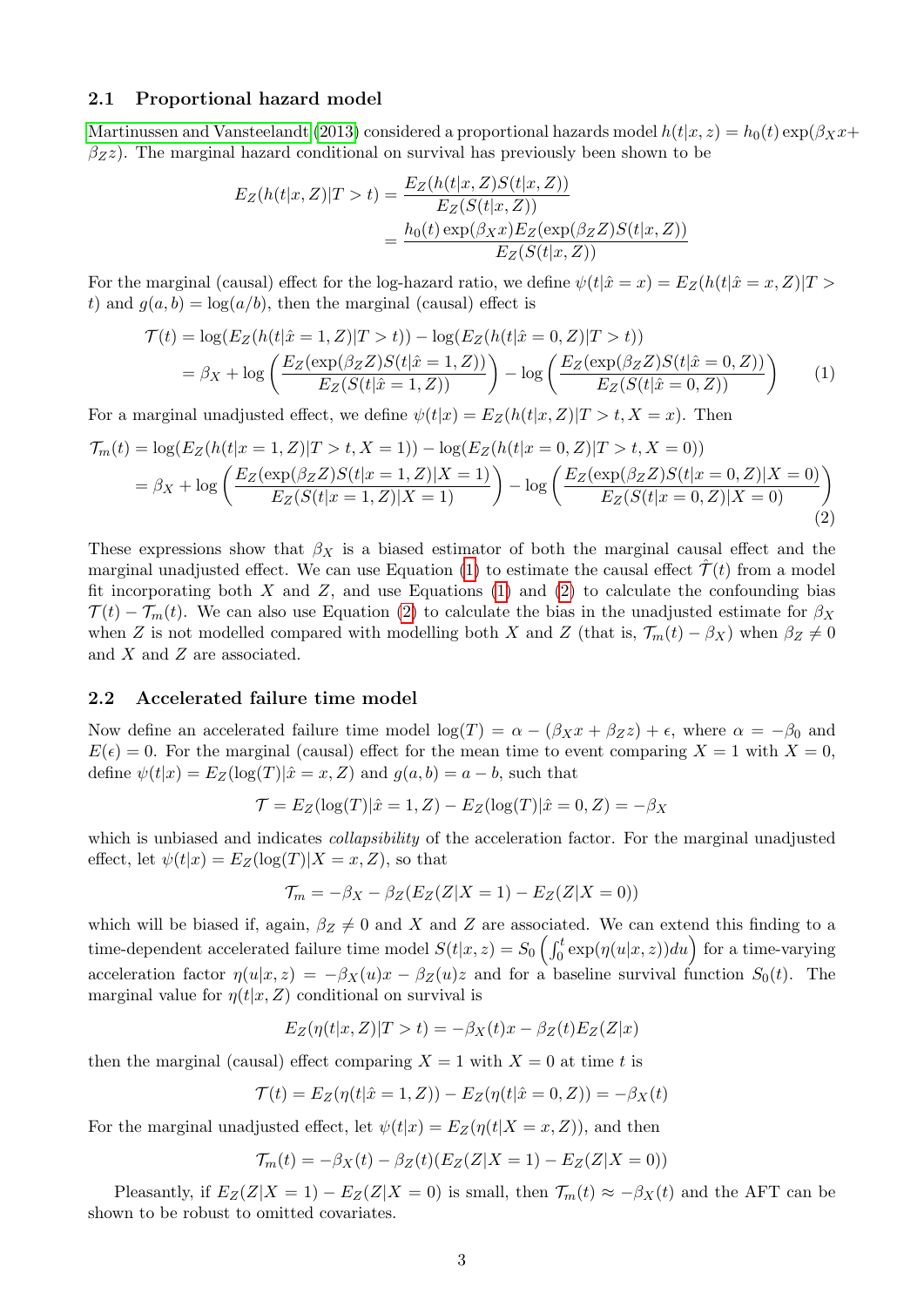### 2.1 Proportional hazard model

Martinussen and Vansteelandt (2013) considered a proportional hazards model $h(t|x,z) = h_0(t)\exp(\beta_X x + \beta_Z z)$. The marginal hazard conditional on survival has previously been shown to be

$$
\begin{aligned}
E_Z(h(t|x,Z)|T>t) &= \frac{E_Z(h(t|x,Z)S(t|x,Z))}{E_Z(S(t|x,Z))} \\
&= \frac{h_0(t)\exp(\beta_X x)E_Z(\exp(\beta_Z Z)S(t|x,Z))}{E_Z(S(t|x,Z))}
\end{aligned}
$$

For the marginal (causal) effect for the log-hazard ratio, we define $\psi(t|\hat{x}=x) = E_Z(h(t|\hat{x}=x,Z)|T>t)$ and $g(a,b) = \log(a/b)$, then the marginal (causal) effect is

$$
\begin{aligned}
\mathcal{T}(t) &= \log(E_Z(h(t|\hat{x}=1,Z)|T>t)) - \log(E_Z(h(t|\hat{x}=0,Z)|T>t)) \\
&= \beta_X + \log\left(\frac{E_Z(\exp(\beta_Z Z)S(t|\hat{x}=1,Z))}{E_Z(S(t|\hat{x}=1,Z))}\right) - \log\left(\frac{E_Z(\exp(\beta_Z Z)S(t|\hat{x}=0,Z))}{E_Z(S(t|\hat{x}=0,Z))}\right) \qquad (1)
\end{aligned}
$$

For a marginal unadjusted effect, we define $\psi(t|x) = E_Z(h(t|x,Z)|T>t, X=x)$. Then

$$
\begin{aligned}
\mathcal{T}_m(t) &= \log(E_Z(h(t|x=1,Z)|T>t, X=1)) - \log(E_Z(h(t|x=0,Z)|T>t, X=0)) \\
&= \beta_X + \log\left(\frac{E_Z(\exp(\beta_Z Z)S(t|x=1,Z)|X=1)}{E_Z(S(t|x=1,Z)|X=1)}\right) - \log\left(\frac{E_Z(\exp(\beta_Z Z)S(t|x=0,Z)|X=0)}{E_Z(S(t|x=0,Z)|X=0)}\right) \qquad (2)
\end{aligned}
$$

These expressions show that $\beta_X$ is a biased estimator of both the marginal causal effect and the marginal unadjusted effect. We can use Equation (1) to estimate the causal effect $\hat{\mathcal{T}}(t)$ from a model fit incorporating both $X$ and $Z$, and use Equations (1) and (2) to calculate the confounding bias $\mathcal{T}(t) - \mathcal{T}_m(t)$. We can also use Equation (2) to calculate the bias in the unadjusted estimate for $\beta_X$ when $Z$ is not modelled compared with modelling both $X$ and $Z$ (that is, $\mathcal{T}_m(t) - \beta_X$) when $\beta_Z \neq 0$ and $X$ and $Z$ are associated.

### 2.2 Accelerated failure time model

Now define an accelerated failure time model $\log(T) = \alpha - (\beta_X x + \beta_Z z) + \epsilon$, where $\alpha = -\beta_0$ and $E(\epsilon) = 0$. For the marginal (causal) effect for the mean time to event comparing $X=1$ with $X=0$, define $\psi(t|x) = E_Z(\log(T)|\hat{x}=x, Z)$ and $g(a,b) = a - b$, such that

$$
\mathcal{T} = E_Z(\log(T)|\hat{x}=1,Z) - E_Z(\log(T)|\hat{x}=0,Z) = -\beta_X
$$

which is unbiased and indicates *collapsibility* of the acceleration factor. For the marginal unadjusted effect, let $\psi(t|x) = E_Z(\log(T)|X=x,Z)$, so that

$$
\mathcal{T}_m = -\beta_X - \beta_Z(E_Z(Z|X=1) - E_Z(Z|X=0))
$$

which will be biased if, again, $\beta_Z \neq 0$ and $X$ and $Z$ are associated. We can extend this finding to a time-dependent accelerated failure time model $S(t|x,z) = S_0\left(\int_0^t \exp(\eta(u|x,z))du\right)$ for a time-varying acceleration factor $\eta(u|x,z) = -\beta_X(u)x - \beta_Z(u)z$ and for a baseline survival function $S_0(t)$. The marginal value for $\eta(t|x,Z)$ conditional on survival is

$$
E_Z(\eta(t|x,Z)|T>t) = -\beta_X(t)x - \beta_Z(t)E_Z(Z|x)
$$

then the marginal (causal) effect comparing $X=1$ with $X=0$ at time $t$ is

$$
\mathcal{T}(t) = E_Z(\eta(t|\hat{x}=1,Z)) - E_Z(\eta(t|\hat{x}=0,Z)) = -\beta_X(t)
$$

For the marginal unadjusted effect, let $\psi(t|x) = E_Z(\eta(t|X=x,Z))$, and then

$$
\mathcal{T}_m(t) = -\beta_X(t) - \beta_Z(t)(E_Z(Z|X=1) - E_Z(Z|X=0))
$$

Pleasantly, if $E_Z(Z|X=1) - E_Z(Z|X=0)$ is small, then $\mathcal{T}_m(t) \approx -\beta_X(t)$ and the AFT can be shown to be robust to omitted covariates.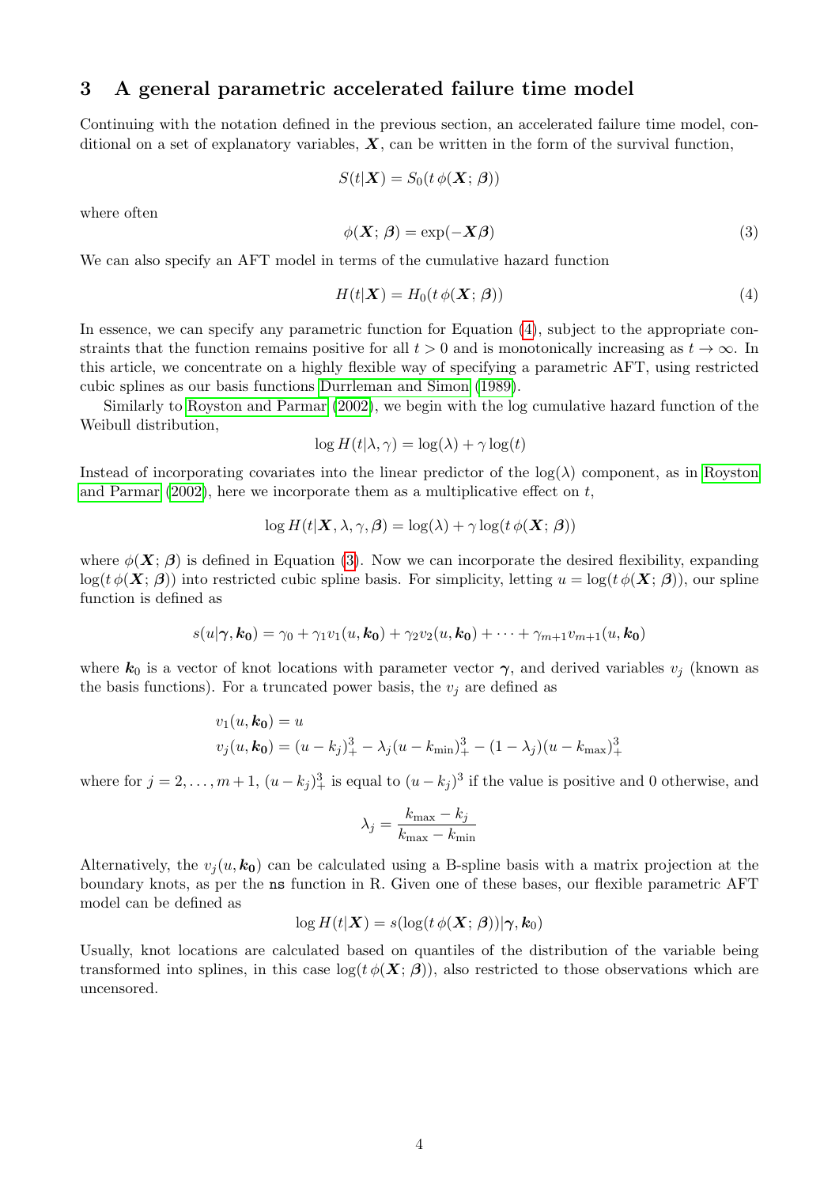## 3 A general parametric accelerated failure time model

Continuing with the notation defined in the previous section, an accelerated failure time model, conditional on a set of explanatory variables, $\boldsymbol{X}$, can be written in the form of the survival function,

$$S(t|\boldsymbol{X}) = S_0(t\,\phi(\boldsymbol{X};\,\boldsymbol{\beta}))$$

where often

$$\phi(\boldsymbol{X};\,\boldsymbol{\beta}) = \exp(-\boldsymbol{X}\boldsymbol{\beta}) \tag{3}$$

We can also specify an AFT model in terms of the cumulative hazard function

$$H(t|\boldsymbol{X}) = H_0(t\,\phi(\boldsymbol{X};\,\boldsymbol{\beta})) \tag{4}$$

In essence, we can specify any parametric function for Equation (4), subject to the appropriate constraints that the function remains positive for all $t > 0$ and is monotonically increasing as $t \to \infty$. In this article, we concentrate on a highly flexible way of specifying a parametric AFT, using restricted cubic splines as our basis functions Durrleman and Simon (1989).

Similarly to Royston and Parmar (2002), we begin with the log cumulative hazard function of the Weibull distribution,

$$\log H(t|\lambda,\gamma) = \log(\lambda) + \gamma\log(t)$$

Instead of incorporating covariates into the linear predictor of the $\log(\lambda)$ component, as in Royston and Parmar (2002), here we incorporate them as a multiplicative effect on $t$,

$$\log H(t|\boldsymbol{X},\lambda,\gamma,\boldsymbol{\beta}) = \log(\lambda) + \gamma\log(t\,\phi(\boldsymbol{X};\,\boldsymbol{\beta}))$$

where $\phi(\boldsymbol{X};\,\boldsymbol{\beta})$ is defined in Equation (3). Now we can incorporate the desired flexibility, expanding $\log(t\,\phi(\boldsymbol{X};\,\boldsymbol{\beta}))$ into restricted cubic spline basis. For simplicity, letting $u = \log(t\,\phi(\boldsymbol{X};\,\boldsymbol{\beta}))$, our spline function is defined as

$$s(u|\boldsymbol{\gamma},\boldsymbol{k_0}) = \gamma_0 + \gamma_1 v_1(u,\boldsymbol{k_0}) + \gamma_2 v_2(u,\boldsymbol{k_0}) + \cdots + \gamma_{m+1} v_{m+1}(u,\boldsymbol{k_0})$$

where $\boldsymbol{k}_0$ is a vector of knot locations with parameter vector $\boldsymbol{\gamma}$, and derived variables $v_j$ (known as the basis functions). For a truncated power basis, the $v_j$ are defined as

$$\begin{aligned}
v_1(u,\boldsymbol{k_0}) &= u \\
v_j(u,\boldsymbol{k_0}) &= (u-k_j)_+^3 - \lambda_j(u-k_{\min})_+^3 - (1-\lambda_j)(u-k_{\max})_+^3
\end{aligned}$$

where for $j = 2,\ldots,m+1$, $(u-k_j)_+^3$ is equal to $(u-k_j)^3$ if the value is positive and 0 otherwise, and

$$\lambda_j = \frac{k_{\max} - k_j}{k_{\max} - k_{\min}}$$

Alternatively, the $v_j(u,\boldsymbol{k_0})$ can be calculated using a B-spline basis with a matrix projection at the boundary knots, as per the `ns` function in R. Given one of these bases, our flexible parametric AFT model can be defined as

$$\log H(t|\boldsymbol{X}) = s(\log(t\,\phi(\boldsymbol{X};\,\boldsymbol{\beta}))|\boldsymbol{\gamma},\boldsymbol{k}_0)$$

Usually, knot locations are calculated based on quantiles of the distribution of the variable being transformed into splines, in this case $\log(t\,\phi(\boldsymbol{X};\,\boldsymbol{\beta}))$, also restricted to those observations which are uncensored.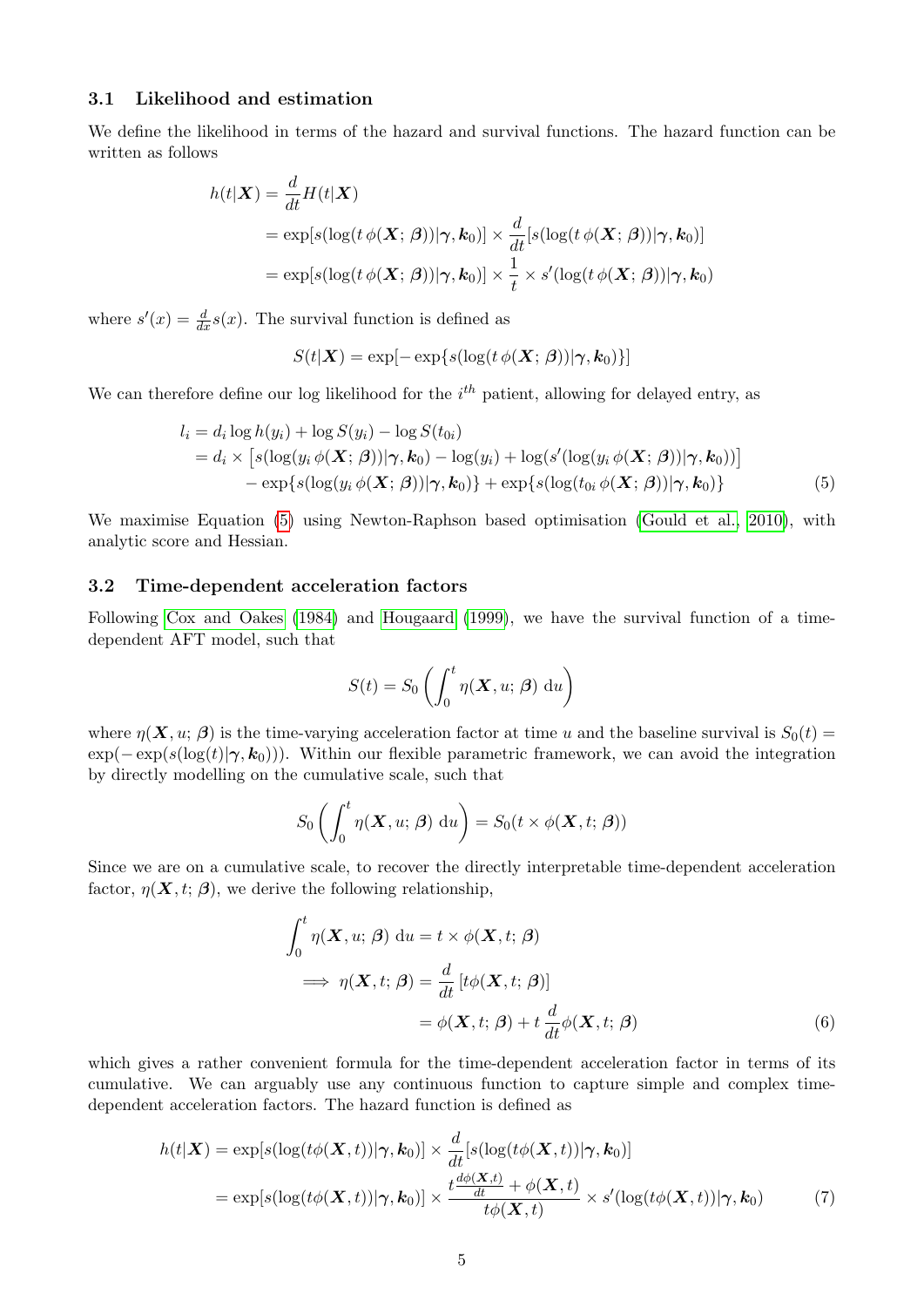### 3.1 Likelihood and estimation

We define the likelihood in terms of the hazard and survival functions. The hazard function can be written as follows

$$
\begin{aligned}
h(t|\boldsymbol{X}) &= \frac{d}{dt}H(t|\boldsymbol{X}) \\
&= \exp[s(\log(t\,\phi(\boldsymbol{X};\,\boldsymbol{\beta}))|\boldsymbol{\gamma},\boldsymbol{k}_0)] \times \frac{d}{dt}[s(\log(t\,\phi(\boldsymbol{X};\,\boldsymbol{\beta}))|\boldsymbol{\gamma},\boldsymbol{k}_0)] \\
&= \exp[s(\log(t\,\phi(\boldsymbol{X};\,\boldsymbol{\beta}))|\boldsymbol{\gamma},\boldsymbol{k}_0)] \times \frac{1}{t} \times s'(\log(t\,\phi(\boldsymbol{X};\,\boldsymbol{\beta}))|\boldsymbol{\gamma},\boldsymbol{k}_0)
\end{aligned}
$$

where $s'(x) = \frac{d}{dx}s(x)$. The survival function is defined as

$$
S(t|\boldsymbol{X}) = \exp[-\exp\{s(\log(t\,\phi(\boldsymbol{X};\,\boldsymbol{\beta}))|\boldsymbol{\gamma},\boldsymbol{k}_0)\}]
$$

We can therefore define our log likelihood for the $i^{th}$ patient, allowing for delayed entry, as

$$
\begin{aligned}
l_i &= d_i \log h(y_i) + \log S(y_i) - \log S(t_{0i}) \\
&= d_i \times \left[s(\log(y_i\,\phi(\boldsymbol{X};\,\boldsymbol{\beta}))|\boldsymbol{\gamma},\boldsymbol{k}_0) - \log(y_i) + \log(s'(\log(y_i\,\phi(\boldsymbol{X};\,\boldsymbol{\beta}))|\boldsymbol{\gamma},\boldsymbol{k}_0))\right] \\
&\quad - \exp\{s(\log(y_i\,\phi(\boldsymbol{X};\,\boldsymbol{\beta}))|\boldsymbol{\gamma},\boldsymbol{k}_0)\} + \exp\{s(\log(t_{0i}\,\phi(\boldsymbol{X};\,\boldsymbol{\beta}))|\boldsymbol{\gamma},\boldsymbol{k}_0)\}
\end{aligned} \tag{5}
$$

We maximise Equation (5) using Newton-Raphson based optimisation (Gould et al., 2010), with analytic score and Hessian.

### 3.2 Time-dependent acceleration factors

Following Cox and Oakes (1984) and Hougaard (1999), we have the survival function of a time-dependent AFT model, such that

$$
S(t) = S_0\left(\int_0^t \eta(\boldsymbol{X}, u;\,\boldsymbol{\beta})\;\mathrm{d}u\right)
$$

where $\eta(\boldsymbol{X}, u;\,\boldsymbol{\beta})$ is the time-varying acceleration factor at time $u$ and the baseline survival is $S_0(t) = \exp(-\exp(s(\log(t)|\boldsymbol{\gamma},\boldsymbol{k}_0)))$. Within our flexible parametric framework, we can avoid the integration by directly modelling on the cumulative scale, such that

$$
S_0\left(\int_0^t \eta(\boldsymbol{X}, u;\,\boldsymbol{\beta})\;\mathrm{d}u\right) = S_0(t \times \phi(\boldsymbol{X}, t;\,\boldsymbol{\beta}))
$$

Since we are on a cumulative scale, to recover the directly interpretable time-dependent acceleration factor, $\eta(\boldsymbol{X}, t;\,\boldsymbol{\beta})$, we derive the following relationship,

$$
\begin{aligned}
\int_0^t \eta(\boldsymbol{X}, u;\,\boldsymbol{\beta})\;\mathrm{d}u &= t \times \phi(\boldsymbol{X}, t;\,\boldsymbol{\beta}) \\
\implies \eta(\boldsymbol{X}, t;\,\boldsymbol{\beta}) &= \frac{d}{dt}\left[t\phi(\boldsymbol{X}, t;\,\boldsymbol{\beta})\right] \\
&= \phi(\boldsymbol{X}, t;\,\boldsymbol{\beta}) + t\,\frac{d}{dt}\phi(\boldsymbol{X}, t;\,\boldsymbol{\beta})
\end{aligned} \tag{6}
$$

which gives a rather convenient formula for the time-dependent acceleration factor in terms of its cumulative. We can arguably use any continuous function to capture simple and complex time-dependent acceleration factors. The hazard function is defined as

$$
\begin{aligned}
h(t|\boldsymbol{X}) &= \exp[s(\log(t\phi(\boldsymbol{X}, t))|\boldsymbol{\gamma},\boldsymbol{k}_0)] \times \frac{d}{dt}[s(\log(t\phi(\boldsymbol{X}, t))|\boldsymbol{\gamma},\boldsymbol{k}_0)] \\
&= \exp[s(\log(t\phi(\boldsymbol{X}, t))|\boldsymbol{\gamma},\boldsymbol{k}_0)] \times \frac{t\frac{d\phi(\boldsymbol{X},t)}{dt} + \phi(\boldsymbol{X}, t)}{t\phi(\boldsymbol{X}, t)} \times s'(\log(t\phi(\boldsymbol{X}, t))|\boldsymbol{\gamma},\boldsymbol{k}_0)
\end{aligned} \tag{7}
$$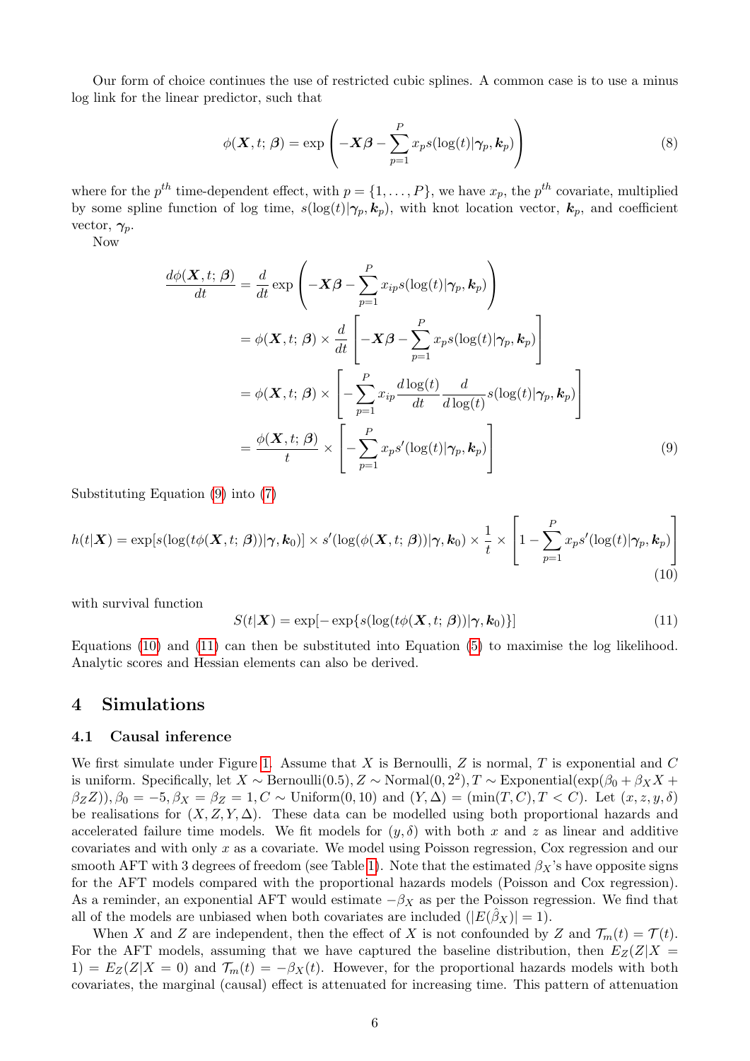Our form of choice continues the use of restricted cubic splines. A common case is to use a minus log link for the linear predictor, such that

$$\phi(\boldsymbol{X}, t; \boldsymbol{\beta}) = \exp\left(-\boldsymbol{X}\boldsymbol{\beta} - \sum_{p=1}^{P} x_p s(\log(t)|\boldsymbol{\gamma}_p, \boldsymbol{k}_p)\right) \tag{8}$$

where for the $p^{th}$ time-dependent effect, with $p = \{1, \ldots, P\}$, we have $x_p$, the $p^{th}$ covariate, multiplied by some spline function of log time, $s(\log(t)|\boldsymbol{\gamma}_p, \boldsymbol{k}_p)$, with knot location vector, $\boldsymbol{k}_p$, and coefficient vector, $\boldsymbol{\gamma}_p$.

Now

$$\begin{aligned}
\frac{d\phi(\boldsymbol{X}, t; \boldsymbol{\beta})}{dt} &= \frac{d}{dt} \exp\left(-\boldsymbol{X}\boldsymbol{\beta} - \sum_{p=1}^{P} x_{ip} s(\log(t)|\boldsymbol{\gamma}_p, \boldsymbol{k}_p)\right) \\
&= \phi(\boldsymbol{X}, t; \boldsymbol{\beta}) \times \frac{d}{dt}\left[-\boldsymbol{X}\boldsymbol{\beta} - \sum_{p=1}^{P} x_p s(\log(t)|\boldsymbol{\gamma}_p, \boldsymbol{k}_p)\right] \\
&= \phi(\boldsymbol{X}, t; \boldsymbol{\beta}) \times \left[-\sum_{p=1}^{P} x_{ip} \frac{d\log(t)}{dt} \frac{d}{d\log(t)} s(\log(t)|\boldsymbol{\gamma}_p, \boldsymbol{k}_p)\right] \\
&= \frac{\phi(\boldsymbol{X}, t; \boldsymbol{\beta})}{t} \times \left[-\sum_{p=1}^{P} x_p s'(\log(t)|\boldsymbol{\gamma}_p, \boldsymbol{k}_p)\right]
\end{aligned} \tag{9}$$

Substituting Equation (9) into (7)

$$h(t|\boldsymbol{X}) = \exp[s(\log(t\phi(\boldsymbol{X}, t; \boldsymbol{\beta}))|\boldsymbol{\gamma}, \boldsymbol{k}_0)] \times s'(\log(\phi(\boldsymbol{X}, t; \boldsymbol{\beta}))|\boldsymbol{\gamma}, \boldsymbol{k}_0) \times \frac{1}{t} \times \left[1 - \sum_{p=1}^{P} x_p s'(\log(t)|\boldsymbol{\gamma}_p, \boldsymbol{k}_p)\right] \tag{10}$$

with survival function

$$S(t|\boldsymbol{X}) = \exp[-\exp\{s(\log(t\phi(\boldsymbol{X}, t; \boldsymbol{\beta}))|\boldsymbol{\gamma}, \boldsymbol{k}_0)\}] \tag{11}$$

Equations (10) and (11) can then be substituted into Equation (5) to maximise the log likelihood. Analytic scores and Hessian elements can also be derived.

# 4 Simulations

## 4.1 Causal inference

We first simulate under Figure 1. Assume that $X$ is Bernoulli, $Z$ is normal, $T$ is exponential and $C$ is uniform. Specifically, let $X \sim \text{Bernoulli}(0.5), Z \sim \text{Normal}(0, 2^2), T \sim \text{Exponential}(\exp(\beta_0 + \beta_X X + \beta_Z Z)), \beta_0 = -5, \beta_X = \beta_Z = 1, C \sim \text{Uniform}(0, 10)$ and $(Y, \Delta) = (\min(T, C), T < C)$. Let $(x, z, y, \delta)$ be realisations for $(X, Z, Y, \Delta)$. These data can be modelled using both proportional hazards and accelerated failure time models. We fit models for $(y, \delta)$ with both $x$ and $z$ as linear and additive covariates and with only $x$ as a covariate. We model using Poisson regression, Cox regression and our smooth AFT with 3 degrees of freedom (see Table 1). Note that the estimated $\beta_X$'s have opposite signs for the AFT models compared with the proportional hazards models (Poisson and Cox regression). As a reminder, an exponential AFT would estimate $-\beta_X$ as per the Poisson regression. We find that all of the models are unbiased when both covariates are included ($|E(\hat{\beta}_X)| = 1$).

When $X$ and $Z$ are independent, then the effect of $X$ is not confounded by $Z$ and $\mathcal{T}_m(t) = \mathcal{T}(t)$. For the AFT models, assuming that we have captured the baseline distribution, then $E_Z(Z|X = 1) = E_Z(Z|X = 0)$ and $\mathcal{T}_m(t) = -\beta_X(t)$. However, for the proportional hazards models with both covariates, the marginal (causal) effect is attenuated for increasing time. This pattern of attenuation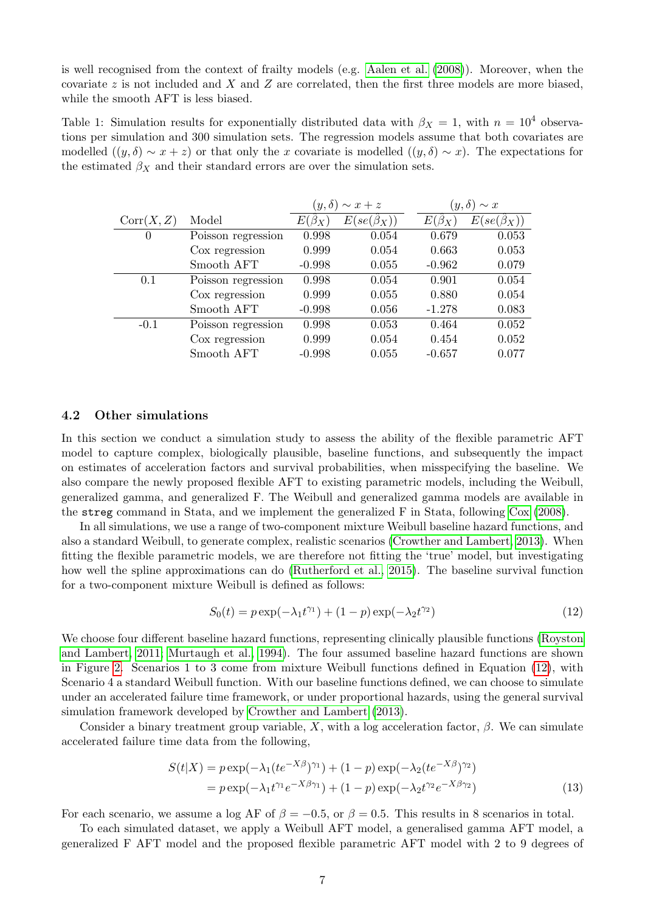is well recognised from the context of frailty models (e.g. Aalen et al. (2008)). Moreover, when the covariate $z$ is not included and $X$ and $Z$ are correlated, then the first three models are more biased, while the smooth AFT is less biased.

Table 1: Simulation results for exponentially distributed data with $\beta_X = 1$, with $n = 10^4$ observations per simulation and 300 simulation sets. The regression models assume that both covariates are modelled ($(y, \delta) \sim x + z$) or that only the $x$ covariate is modelled ($(y, \delta) \sim x$). The expectations for the estimated $\beta_X$ and their standard errors are over the simulation sets.

| | | $(y,\delta) \sim x + z$ | | $(y,\delta) \sim x$ | |
|---|---|---|---|---|---|
| Corr$(X,Z)$ | Model | $E(\hat{\beta}_X)$ | $E(se(\hat{\beta}_X))$ | $E(\hat{\beta}_X)$ | $E(se(\hat{\beta}_X))$ |
| 0 | Poisson regression | 0.998 | 0.054 | 0.679 | 0.053 |
| | Cox regression | 0.999 | 0.054 | 0.663 | 0.053 |
| | Smooth AFT | -0.998 | 0.055 | -0.962 | 0.079 |
| 0.1 | Poisson regression | 0.998 | 0.054 | 0.901 | 0.054 |
| | Cox regression | 0.999 | 0.055 | 0.880 | 0.054 |
| | Smooth AFT | -0.998 | 0.056 | -1.278 | 0.083 |
| -0.1 | Poisson regression | 0.998 | 0.053 | 0.464 | 0.052 |
| | Cox regression | 0.999 | 0.054 | 0.454 | 0.052 |
| | Smooth AFT | -0.998 | 0.055 | -0.657 | 0.077 |

### 4.2 Other simulations

In this section we conduct a simulation study to assess the ability of the flexible parametric AFT model to capture complex, biologically plausible, baseline functions, and subsequently the impact on estimates of acceleration factors and survival probabilities, when misspecifying the baseline. We also compare the newly proposed flexible AFT to existing parametric models, including the Weibull, generalized gamma, and generalized F. The Weibull and generalized gamma models are available in the `streg` command in Stata, and we implement the generalized F in Stata, following Cox (2008).

In all simulations, we use a range of two-component mixture Weibull baseline hazard functions, and also a standard Weibull, to generate complex, realistic scenarios (Crowther and Lambert, 2013). When fitting the flexible parametric models, we are therefore not fitting the 'true' model, but investigating how well the spline approximations can do (Rutherford et al., 2015). The baseline survival function for a two-component mixture Weibull is defined as follows:

$$S_0(t) = p \exp(-\lambda_1 t^{\gamma_1}) + (1-p)\exp(-\lambda_2 t^{\gamma_2}) \tag{12}$$

We choose four different baseline hazard functions, representing clinically plausible functions (Royston and Lambert, 2011; Murtaugh et al., 1994). The four assumed baseline hazard functions are shown in Figure 2. Scenarios 1 to 3 come from mixture Weibull functions defined in Equation (12), with Scenario 4 a standard Weibull function. With our baseline functions defined, we can choose to simulate under an accelerated failure time framework, or under proportional hazards, using the general survival simulation framework developed by Crowther and Lambert (2013).

Consider a binary treatment group variable, $X$, with a log acceleration factor, $\beta$. We can simulate accelerated failure time data from the following,

$$\begin{aligned} S(t|X) &= p \exp(-\lambda_1 (te^{-X\beta})^{\gamma_1}) + (1-p)\exp(-\lambda_2 (te^{-X\beta})^{\gamma_2}) \\ &= p \exp(-\lambda_1 t^{\gamma_1} e^{-X\beta\gamma_1}) + (1-p)\exp(-\lambda_2 t^{\gamma_2} e^{-X\beta\gamma_2}) \end{aligned} \tag{13}$$

For each scenario, we assume a log AF of $\beta = -0.5$, or $\beta = 0.5$. This results in 8 scenarios in total.

To each simulated dataset, we apply a Weibull AFT model, a generalised gamma AFT model, a generalized F AFT model and the proposed flexible parametric AFT model with 2 to 9 degrees of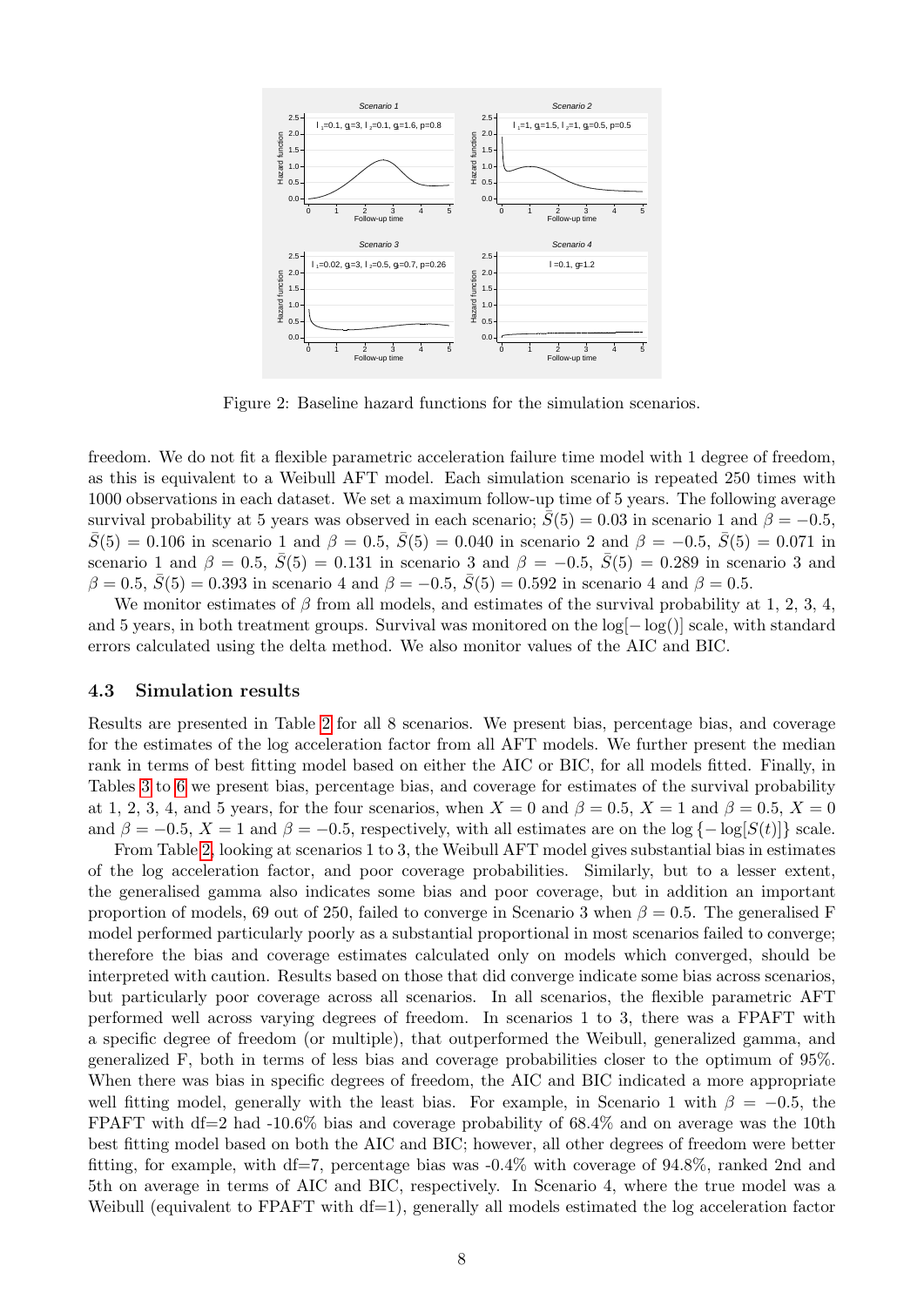Figure 2: Baseline hazard functions for the simulation scenarios.

freedom. We do not fit a flexible parametric acceleration failure time model with 1 degree of freedom, as this is equivalent to a Weibull AFT model. Each simulation scenario is repeated 250 times with 1000 observations in each dataset. We set a maximum follow-up time of 5 years. The following average survival probability at 5 years was observed in each scenario; $\bar{S}(5) = 0.03$ in scenario 1 and $\beta = -0.5$, $\bar{S}(5) = 0.106$ in scenario 1 and $\beta = 0.5$, $\bar{S}(5) = 0.040$ in scenario 2 and $\beta = -0.5$, $\bar{S}(5) = 0.071$ in scenario 1 and $\beta = 0.5$, $\bar{S}(5) = 0.131$ in scenario 3 and $\beta = -0.5$, $\bar{S}(5) = 0.289$ in scenario 3 and $\beta = 0.5$, $\bar{S}(5) = 0.393$ in scenario 4 and $\beta = -0.5$, $\bar{S}(5) = 0.592$ in scenario 4 and $\beta = 0.5$.

We monitor estimates of $\beta$ from all models, and estimates of the survival probability at 1, 2, 3, 4, and 5 years, in both treatment groups. Survival was monitored on the $\log[-\log()]$ scale, with standard errors calculated using the delta method. We also monitor values of the AIC and BIC.

### 4.3 Simulation results

Results are presented in Table 2 for all 8 scenarios. We present bias, percentage bias, and coverage for the estimates of the log acceleration factor from all AFT models. We further present the median rank in terms of best fitting model based on either the AIC or BIC, for all models fitted. Finally, in Tables 3 to 6 we present bias, percentage bias, and coverage for estimates of the survival probability at 1, 2, 3, 4, and 5 years, for the four scenarios, when $X = 0$ and $\beta = 0.5$, $X = 1$ and $\beta = 0.5$, $X = 0$ and $\beta = -0.5$, $X = 1$ and $\beta = -0.5$, respectively, with all estimates are on the $\log\{-\log[S(t)]\}$ scale.

From Table 2, looking at scenarios 1 to 3, the Weibull AFT model gives substantial bias in estimates of the log acceleration factor, and poor coverage probabilities. Similarly, but to a lesser extent, the generalised gamma also indicates some bias and poor coverage, but in addition an important proportion of models, 69 out of 250, failed to converge in Scenario 3 when $\beta = 0.5$. The generalised F model performed particularly poorly as a substantial proportional in most scenarios failed to converge; therefore the bias and coverage estimates calculated only on models which converged, should be interpreted with caution. Results based on those that did converge indicate some bias across scenarios, but particularly poor coverage across all scenarios. In all scenarios, the flexible parametric AFT performed well across varying degrees of freedom. In scenarios 1 to 3, there was a FPAFT with a specific degree of freedom (or multiple), that outperformed the Weibull, generalized gamma, and generalized F, both in terms of less bias and coverage probabilities closer to the optimum of 95%. When there was bias in specific degrees of freedom, the AIC and BIC indicated a more appropriate well fitting model, generally with the least bias. For example, in Scenario 1 with $\beta = -0.5$, the FPAFT with df=2 had -10.6% bias and coverage probability of 68.4% and on average was the 10th best fitting model based on both the AIC and BIC; however, all other degrees of freedom were better fitting, for example, with df=7, percentage bias was -0.4% with coverage of 94.8%, ranked 2nd and 5th on average in terms of AIC and BIC, respectively. In Scenario 4, where the true model was a Weibull (equivalent to FPAFT with df=1), generally all models estimated the log acceleration factor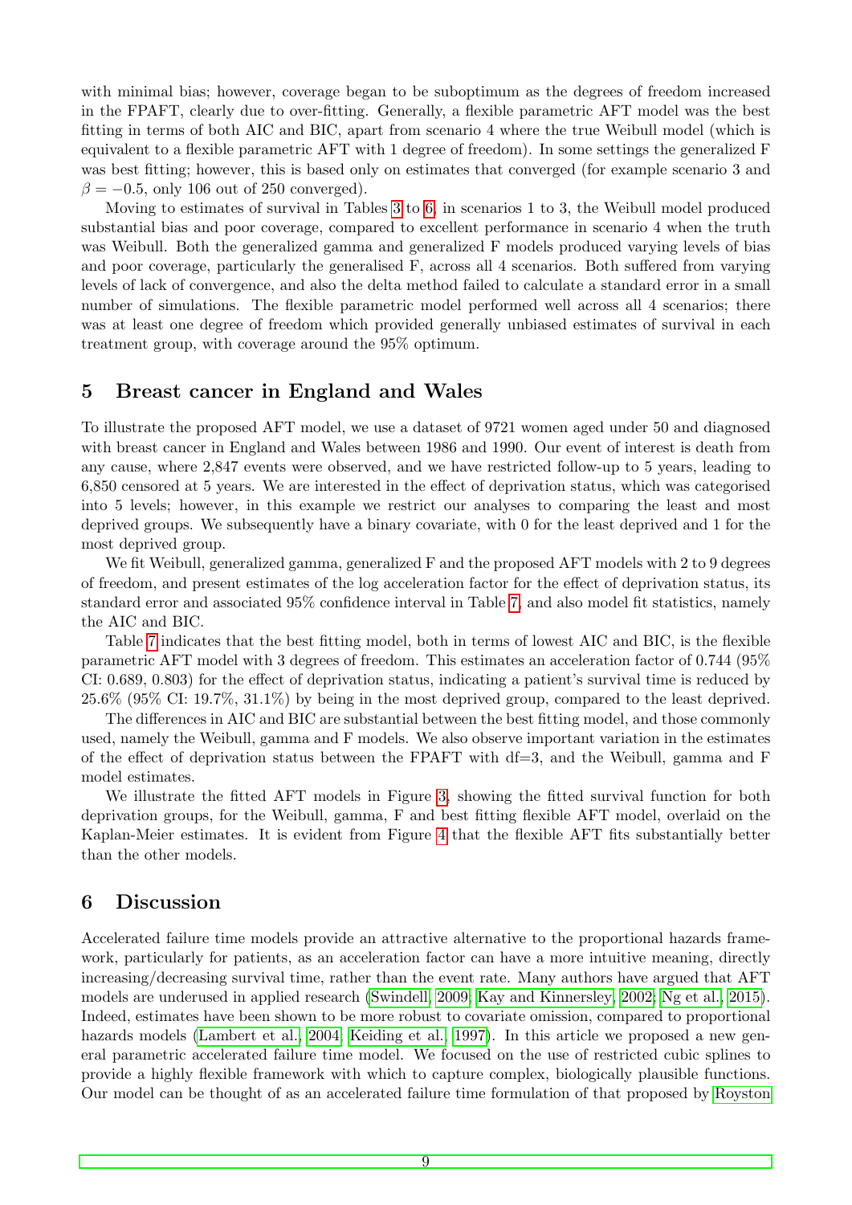with minimal bias; however, coverage began to be suboptimum as the degrees of freedom increased in the FPAFT, clearly due to over-fitting. Generally, a flexible parametric AFT model was the best fitting in terms of both AIC and BIC, apart from scenario 4 where the true Weibull model (which is equivalent to a flexible parametric AFT with 1 degree of freedom). In some settings the generalized F was best fitting; however, this is based only on estimates that converged (for example scenario 3 and $\beta = -0.5$, only 106 out of 250 converged).

Moving to estimates of survival in Tables 3 to 6, in scenarios 1 to 3, the Weibull model produced substantial bias and poor coverage, compared to excellent performance in scenario 4 when the truth was Weibull. Both the generalized gamma and generalized F models produced varying levels of bias and poor coverage, particularly the generalised F, across all 4 scenarios. Both suffered from varying levels of lack of convergence, and also the delta method failed to calculate a standard error in a small number of simulations. The flexible parametric model performed well across all 4 scenarios; there was at least one degree of freedom which provided generally unbiased estimates of survival in each treatment group, with coverage around the 95% optimum.

## 5 Breast cancer in England and Wales

To illustrate the proposed AFT model, we use a dataset of 9721 women aged under 50 and diagnosed with breast cancer in England and Wales between 1986 and 1990. Our event of interest is death from any cause, where 2,847 events were observed, and we have restricted follow-up to 5 years, leading to 6,850 censored at 5 years. We are interested in the effect of deprivation status, which was categorised into 5 levels; however, in this example we restrict our analyses to comparing the least and most deprived groups. We subsequently have a binary covariate, with 0 for the least deprived and 1 for the most deprived group.

We fit Weibull, generalized gamma, generalized F and the proposed AFT models with 2 to 9 degrees of freedom, and present estimates of the log acceleration factor for the effect of deprivation status, its standard error and associated 95% confidence interval in Table 7, and also model fit statistics, namely the AIC and BIC.

Table 7 indicates that the best fitting model, both in terms of lowest AIC and BIC, is the flexible parametric AFT model with 3 degrees of freedom. This estimates an acceleration factor of 0.744 (95% CI: 0.689, 0.803) for the effect of deprivation status, indicating a patient's survival time is reduced by 25.6% (95% CI: 19.7%, 31.1%) by being in the most deprived group, compared to the least deprived.

The differences in AIC and BIC are substantial between the best fitting model, and those commonly used, namely the Weibull, gamma and F models. We also observe important variation in the estimates of the effect of deprivation status between the FPAFT with df=3, and the Weibull, gamma and F model estimates.

We illustrate the fitted AFT models in Figure 3, showing the fitted survival function for both deprivation groups, for the Weibull, gamma, F and best fitting flexible AFT model, overlaid on the Kaplan-Meier estimates. It is evident from Figure 4 that the flexible AFT fits substantially better than the other models.

## 6 Discussion

Accelerated failure time models provide an attractive alternative to the proportional hazards framework, particularly for patients, as an acceleration factor can have a more intuitive meaning, directly increasing/decreasing survival time, rather than the event rate. Many authors have argued that AFT models are underused in applied research (Swindell, 2009; Kay and Kinnersley, 2002; Ng et al., 2015). Indeed, estimates have been shown to be more robust to covariate omission, compared to proportional hazards models (Lambert et al., 2004; Keiding et al., 1997). In this article we proposed a new general parametric accelerated failure time model. We focused on the use of restricted cubic splines to provide a highly flexible framework with which to capture complex, biologically plausible functions. Our model can be thought of as an accelerated failure time formulation of that proposed by Royston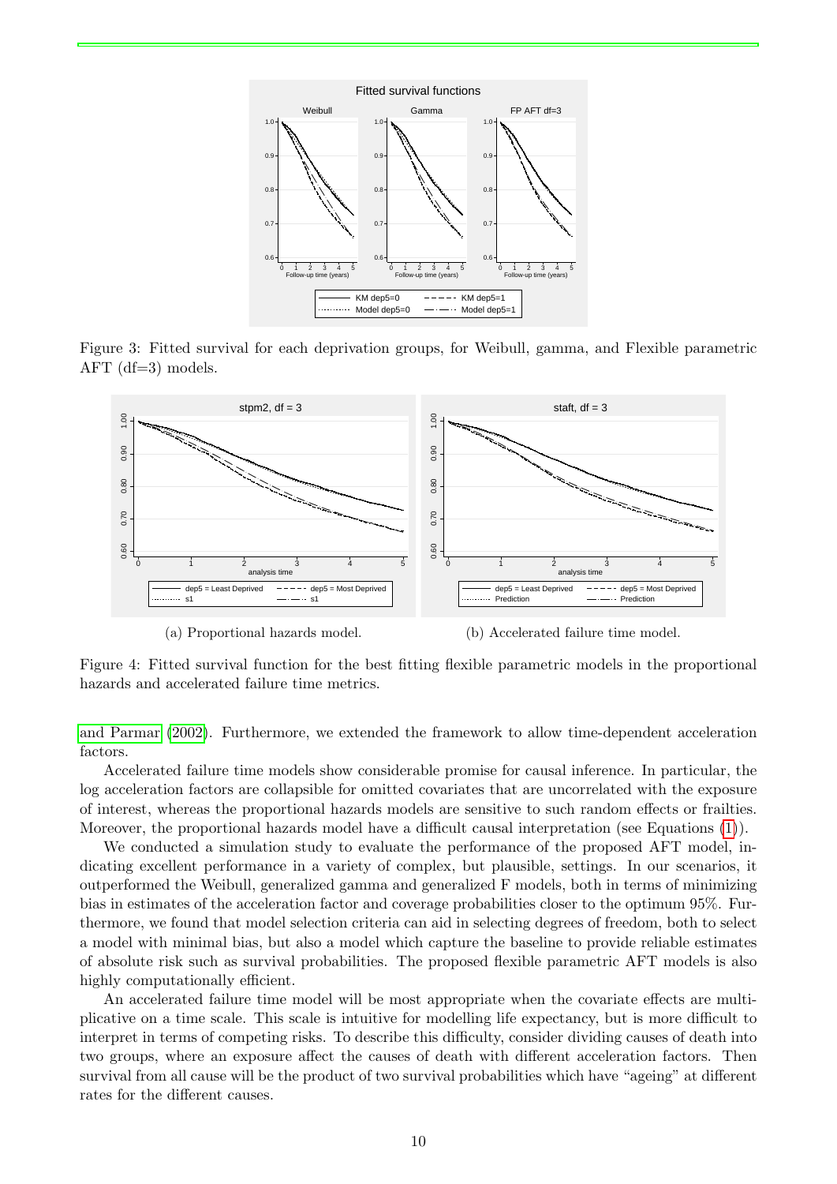Figure 3: Fitted survival for each deprivation groups, for Weibull, gamma, and Flexible parametric AFT (df=3) models.

(a) Proportional hazards model.

(b) Accelerated failure time model.

Figure 4: Fitted survival function for the best fitting flexible parametric models in the proportional hazards and accelerated failure time metrics.

and Parmar (2002). Furthermore, we extended the framework to allow time-dependent acceleration factors.

Accelerated failure time models show considerable promise for causal inference. In particular, the log acceleration factors are collapsible for omitted covariates that are uncorrelated with the exposure of interest, whereas the proportional hazards models are sensitive to such random effects or frailties. Moreover, the proportional hazards model have a difficult causal interpretation (see Equations (1)).

We conducted a simulation study to evaluate the performance of the proposed AFT model, indicating excellent performance in a variety of complex, but plausible, settings. In our scenarios, it outperformed the Weibull, generalized gamma and generalized F models, both in terms of minimizing bias in estimates of the acceleration factor and coverage probabilities closer to the optimum 95%. Furthermore, we found that model selection criteria can aid in selecting degrees of freedom, both to select a model with minimal bias, but also a model which capture the baseline to provide reliable estimates of absolute risk such as survival probabilities. The proposed flexible parametric AFT models is also highly computationally efficient.

An accelerated failure time model will be most appropriate when the covariate effects are multiplicative on a time scale. This scale is intuitive for modelling life expectancy, but is more difficult to interpret in terms of competing risks. To describe this difficulty, consider dividing causes of death into two groups, where an exposure affect the causes of death with different acceleration factors. Then survival from all cause will be the product of two survival probabilities which have "ageing" at different rates for the different causes.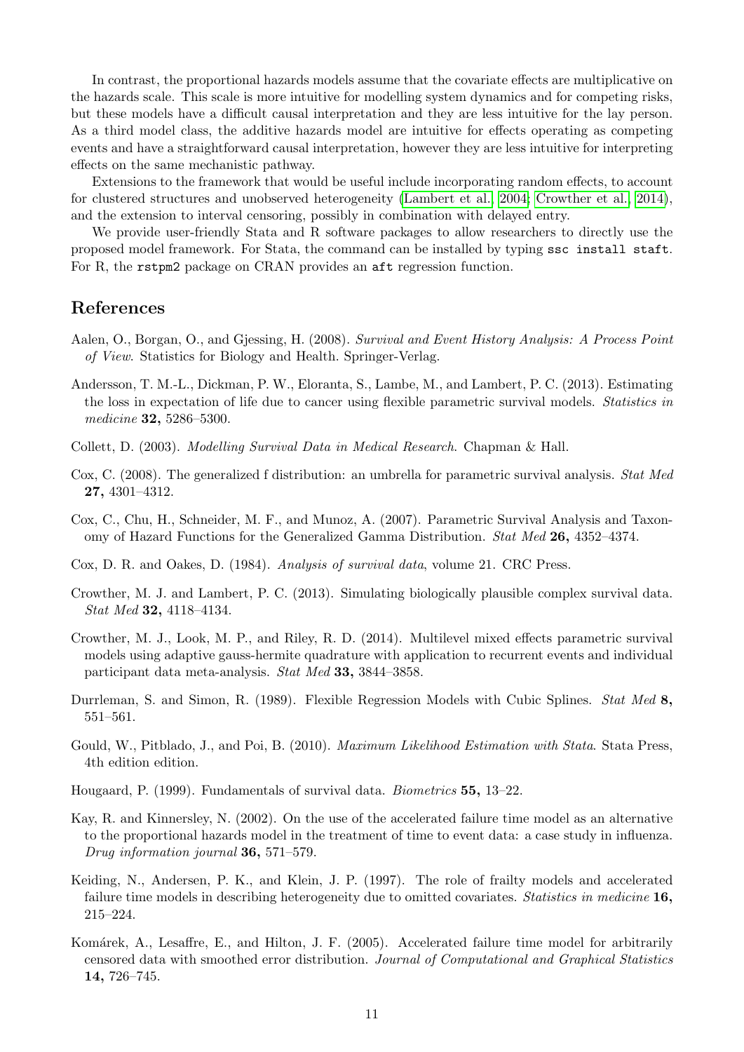In contrast, the proportional hazards models assume that the covariate effects are multiplicative on the hazards scale. This scale is more intuitive for modelling system dynamics and for competing risks, but these models have a difficult causal interpretation and they are less intuitive for the lay person. As a third model class, the additive hazards model are intuitive for effects operating as competing events and have a straightforward causal interpretation, however they are less intuitive for interpreting effects on the same mechanistic pathway.

Extensions to the framework that would be useful include incorporating random effects, to account for clustered structures and unobserved heterogeneity (Lambert et al., 2004; Crowther et al., 2014), and the extension to interval censoring, possibly in combination with delayed entry.

We provide user-friendly Stata and R software packages to allow researchers to directly use the proposed model framework. For Stata, the command can be installed by typing `ssc install staft`. For R, the `rstpm2` package on CRAN provides an `aft` regression function.

## References

Aalen, O., Borgan, O., and Gjessing, H. (2008). *Survival and Event History Analysis: A Process Point of View*. Statistics for Biology and Health. Springer-Verlag.

Andersson, T. M.-L., Dickman, P. W., Eloranta, S., Lambe, M., and Lambert, P. C. (2013). Estimating the loss in expectation of life due to cancer using flexible parametric survival models. *Statistics in medicine* **32,** 5286–5300.

Collett, D. (2003). *Modelling Survival Data in Medical Research*. Chapman & Hall.

Cox, C. (2008). The generalized f distribution: an umbrella for parametric survival analysis. *Stat Med* **27,** 4301–4312.

Cox, C., Chu, H., Schneider, M. F., and Munoz, A. (2007). Parametric Survival Analysis and Taxonomy of Hazard Functions for the Generalized Gamma Distribution. *Stat Med* **26,** 4352–4374.

Cox, D. R. and Oakes, D. (1984). *Analysis of survival data*, volume 21. CRC Press.

Crowther, M. J. and Lambert, P. C. (2013). Simulating biologically plausible complex survival data. *Stat Med* **32,** 4118–4134.

Crowther, M. J., Look, M. P., and Riley, R. D. (2014). Multilevel mixed effects parametric survival models using adaptive gauss-hermite quadrature with application to recurrent events and individual participant data meta-analysis. *Stat Med* **33,** 3844–3858.

Durrleman, S. and Simon, R. (1989). Flexible Regression Models with Cubic Splines. *Stat Med* **8,** 551–561.

Gould, W., Pitblado, J., and Poi, B. (2010). *Maximum Likelihood Estimation with Stata*. Stata Press, 4th edition edition.

Hougaard, P. (1999). Fundamentals of survival data. *Biometrics* **55,** 13–22.

Kay, R. and Kinnersley, N. (2002). On the use of the accelerated failure time model as an alternative to the proportional hazards model in the treatment of time to event data: a case study in influenza. *Drug information journal* **36,** 571–579.

Keiding, N., Andersen, P. K., and Klein, J. P. (1997). The role of frailty models and accelerated failure time models in describing heterogeneity due to omitted covariates. *Statistics in medicine* **16,** 215–224.

Komárek, A., Lesaffre, E., and Hilton, J. F. (2005). Accelerated failure time model for arbitrarily censored data with smoothed error distribution. *Journal of Computational and Graphical Statistics* **14,** 726–745.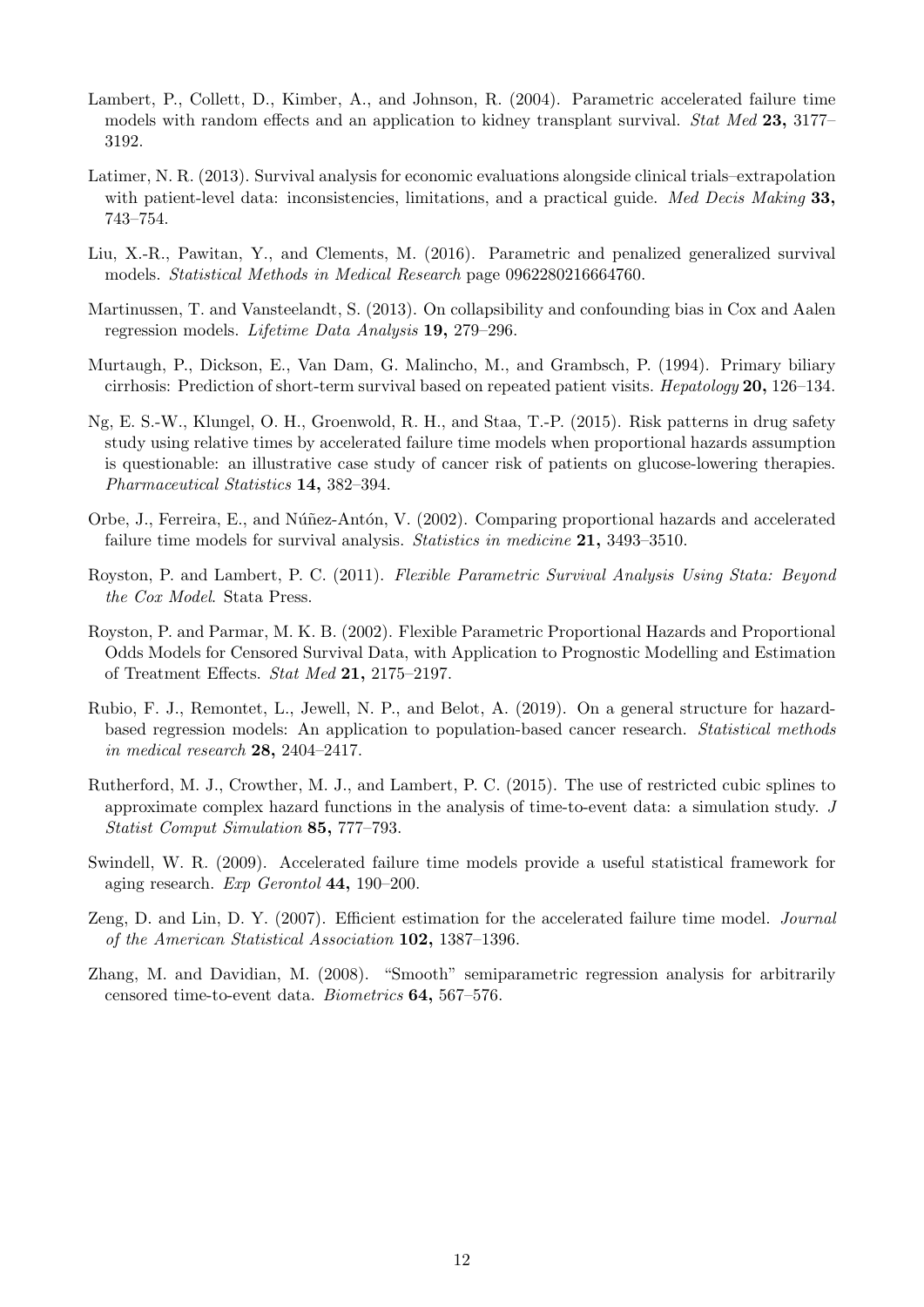Lambert, P., Collett, D., Kimber, A., and Johnson, R. (2004). Parametric accelerated failure time models with random effects and an application to kidney transplant survival. *Stat Med* **23,** 3177–3192.

Latimer, N. R. (2013). Survival analysis for economic evaluations alongside clinical trials–extrapolation with patient-level data: inconsistencies, limitations, and a practical guide. *Med Decis Making* **33,** 743–754.

Liu, X.-R., Pawitan, Y., and Clements, M. (2016). Parametric and penalized generalized survival models. *Statistical Methods in Medical Research* page 0962280216664760.

Martinussen, T. and Vansteelandt, S. (2013). On collapsibility and confounding bias in Cox and Aalen regression models. *Lifetime Data Analysis* **19,** 279–296.

Murtaugh, P., Dickson, E., Van Dam, G. Malincho, M., and Grambsch, P. (1994). Primary biliary cirrhosis: Prediction of short-term survival based on repeated patient visits. *Hepatology* **20,** 126–134.

Ng, E. S.-W., Klungel, O. H., Groenwold, R. H., and Staa, T.-P. (2015). Risk patterns in drug safety study using relative times by accelerated failure time models when proportional hazards assumption is questionable: an illustrative case study of cancer risk of patients on glucose-lowering therapies. *Pharmaceutical Statistics* **14,** 382–394.

Orbe, J., Ferreira, E., and Núñez-Antón, V. (2002). Comparing proportional hazards and accelerated failure time models for survival analysis. *Statistics in medicine* **21,** 3493–3510.

Royston, P. and Lambert, P. C. (2011). *Flexible Parametric Survival Analysis Using Stata: Beyond the Cox Model*. Stata Press.

Royston, P. and Parmar, M. K. B. (2002). Flexible Parametric Proportional Hazards and Proportional Odds Models for Censored Survival Data, with Application to Prognostic Modelling and Estimation of Treatment Effects. *Stat Med* **21,** 2175–2197.

Rubio, F. J., Remontet, L., Jewell, N. P., and Belot, A. (2019). On a general structure for hazard-based regression models: An application to population-based cancer research. *Statistical methods in medical research* **28,** 2404–2417.

Rutherford, M. J., Crowther, M. J., and Lambert, P. C. (2015). The use of restricted cubic splines to approximate complex hazard functions in the analysis of time-to-event data: a simulation study. *J Statist Comput Simulation* **85,** 777–793.

Swindell, W. R. (2009). Accelerated failure time models provide a useful statistical framework for aging research. *Exp Gerontol* **44,** 190–200.

Zeng, D. and Lin, D. Y. (2007). Efficient estimation for the accelerated failure time model. *Journal of the American Statistical Association* **102,** 1387–1396.

Zhang, M. and Davidian, M. (2008). "Smooth" semiparametric regression analysis for arbitrarily censored time-to-event data. *Biometrics* **64,** 567–576.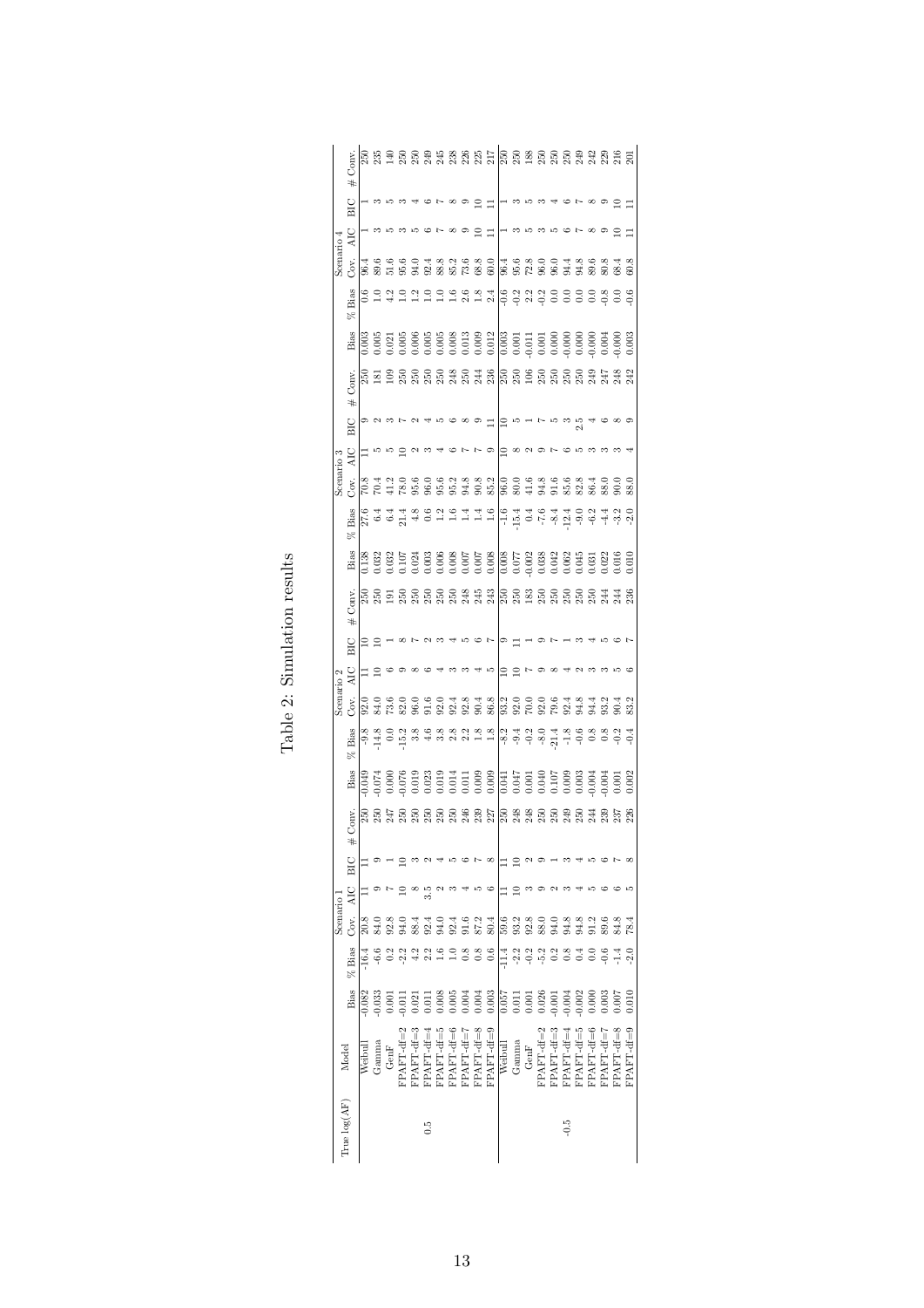Table 2: Simulation results

| True log(AF) | Model | Scenario 1 | | | | | | Scenario 2 | | | | | | Scenario 3 | | | | | | Scenario 4 | | | | | |
|---|---|---|---|---|---|---|---|---|---|---|---|---|---|---|---|---|---|---|---|---|---|---|---|---|---|
| | | Bias | % Bias | Cov. | AIC | BIC | # Conv. | Bias | % Bias | Cov. | AIC | BIC | # Conv. | Bias | % Bias | Cov. | AIC | BIC | # Conv. | Bias | % Bias | Cov. | AIC | BIC | # Conv. |
| 0.5 | Weibull | -0.082 | -16.4 | 20.8 | 11 | 11 | 250 | -0.049 | -9.8 | 92.0 | 11 | 10 | 250 | 0.138 | 27.6 | 70.8 | 11 | 9 | 250 | 0.003 | 0.6 | 96.4 | 1 | 1 | 250 |
| | Gamma | -0.033 | -6.6 | 84.0 | 9 | 9 | 250 | -0.074 | -14.8 | 84.0 | 10 | 10 | 250 | 0.032 | 6.4 | 70.4 | 5 | 2 | 181 | 0.005 | 1.0 | 89.6 | 3 | 3 | 235 |
| | GenF | 0.001 | 0.2 | 92.8 | 7 | 1 | 247 | 0.000 | 0.0 | 73.6 | 6 | 1 | 191 | 0.032 | 6.4 | 41.2 | 5 | 3 | 109 | 0.021 | 4.2 | 51.6 | 5 | 5 | 140 |
| | FPAFT-df=2 | -0.011 | -2.2 | 94.0 | 10 | 10 | 250 | -0.076 | -15.2 | 82.0 | 9 | 8 | 250 | 0.107 | 21.4 | 78.0 | 10 | 7 | 250 | 0.005 | 1.0 | 95.6 | 3 | 3 | 250 |
| | FPAFT-df=3 | 0.021 | 4.2 | 88.4 | 8 | 3 | 250 | 0.019 | 3.8 | 96.0 | 8 | 7 | 250 | 0.024 | 4.8 | 95.6 | 2 | 2 | 250 | 0.006 | 1.2 | 94.0 | 5 | 4 | 250 |
| | FPAFT-df=4 | 0.011 | 2.2 | 92.4 | 3.5 | 2 | 250 | 0.023 | 4.6 | 91.6 | 6 | 2 | 250 | 0.003 | 0.6 | 96.0 | 3 | 4 | 250 | 0.005 | 1.0 | 92.4 | 6 | 6 | 249 |
| | FPAFT-df=5 | 0.008 | 1.6 | 94.0 | 2 | 4 | 250 | 0.019 | 3.8 | 92.0 | 4 | 3 | 250 | 0.006 | 1.2 | 95.6 | 4 | 5 | 250 | 0.005 | 1.0 | 88.8 | 7 | 7 | 245 |
| | FPAFT-df=6 | 0.005 | 1.0 | 92.4 | 3 | 5 | 250 | 0.014 | 2.8 | 92.4 | 3 | 4 | 250 | 0.008 | 1.6 | 95.2 | 6 | 6 | 248 | 0.008 | 1.6 | 85.2 | 8 | 8 | 238 |
| | FPAFT-df=7 | 0.004 | 0.8 | 91.6 | 4 | 6 | 246 | 0.011 | 2.2 | 92.8 | 3 | 5 | 248 | 0.007 | 1.4 | 94.8 | 7 | 8 | 250 | 0.013 | 2.6 | 73.6 | 9 | 9 | 226 |
| | FPAFT-df=8 | 0.004 | 0.8 | 87.2 | 5 | 7 | 239 | 0.009 | 1.8 | 90.4 | 4 | 6 | 245 | 0.007 | 1.4 | 90.8 | 7 | 9 | 244 | 0.009 | 1.8 | 68.8 | 10 | 10 | 225 |
| | FPAFT-df=9 | 0.003 | 0.6 | 80.4 | 6 | 8 | 227 | 0.009 | 1.8 | 86.8 | 5 | 7 | 243 | 0.008 | 1.6 | 85.2 | 9 | 11 | 236 | 0.012 | 2.4 | 60.0 | 11 | 11 | 217 |
| -0.5 | Weibull | 0.057 | -11.4 | 59.6 | 11 | 11 | 250 | 0.041 | -8.2 | 93.2 | 10 | 9 | 250 | 0.008 | -1.6 | 96.0 | 10 | 10 | 250 | 0.003 | -0.6 | 96.4 | 1 | 1 | 250 |
| | Gamma | 0.011 | -2.2 | 93.2 | 10 | 10 | 248 | 0.047 | -9.4 | 92.0 | 10 | 11 | 250 | 0.077 | -15.4 | 80.0 | 8 | 5 | 250 | 0.001 | -0.2 | 95.6 | 3 | 3 | 250 |
| | GenF | 0.001 | -0.2 | 92.8 | 3 | 2 | 248 | 0.001 | -0.2 | 70.0 | 7 | 1 | 183 | -0.002 | 0.4 | 41.6 | 2 | 1 | 106 | -0.011 | 2.2 | 72.8 | 5 | 5 | 188 |
| | FPAFT-df=2 | 0.026 | -5.2 | 88.0 | 9 | 9 | 250 | 0.040 | -8.0 | 92.0 | 9 | 9 | 250 | 0.038 | -7.6 | 94.8 | 9 | 7 | 250 | 0.001 | -0.2 | 96.0 | 3 | 3 | 250 |
| | FPAFT-df=3 | -0.001 | 0.2 | 94.0 | 2 | 1 | 250 | 0.107 | -21.4 | 79.6 | 8 | 7 | 250 | 0.042 | -8.4 | 91.6 | 7 | 5 | 250 | 0.000 | 0.0 | 96.0 | 5 | 4 | 250 |
| | FPAFT-df=4 | -0.004 | 0.8 | 94.8 | 3 | 3 | 249 | 0.009 | -1.8 | 92.4 | 4 | 1 | 250 | 0.062 | -12.4 | 85.6 | 6 | 3 | 250 | -0.000 | 0.0 | 94.4 | 6 | 6 | 250 |
| | FPAFT-df=5 | -0.002 | 0.4 | 94.8 | 4 | 4 | 250 | 0.003 | -0.6 | 94.8 | 2 | 3 | 250 | 0.045 | -9.0 | 82.8 | 5 | 2.5 | 250 | 0.000 | 0.0 | 94.8 | 7 | 7 | 249 |
| | FPAFT-df=6 | 0.000 | 0.0 | 91.2 | 5 | 5 | 244 | -0.004 | 0.8 | 94.4 | 3 | 4 | 250 | 0.031 | -6.2 | 86.4 | 3 | 4 | 249 | -0.000 | 0.0 | 89.6 | 8 | 8 | 242 |
| | FPAFT-df=7 | 0.003 | -0.6 | 89.6 | 6 | 6 | 239 | -0.004 | 0.8 | 93.2 | 3 | 5 | 244 | 0.022 | -4.4 | 88.0 | 3 | 6 | 247 | 0.004 | -0.8 | 80.8 | 9 | 9 | 229 |
| | FPAFT-df=8 | 0.007 | -1.4 | 84.8 | 6 | 7 | 237 | 0.001 | -0.2 | 90.4 | 5 | 6 | 244 | 0.016 | -3.2 | 90.0 | 3 | 8 | 248 | -0.000 | 0.0 | 68.4 | 10 | 10 | 216 |
| | FPAFT-df=9 | 0.010 | -2.0 | 78.4 | 5 | 8 | 226 | 0.002 | -0.4 | 83.2 | 6 | 7 | 236 | 0.010 | -2.0 | 88.0 | 4 | 9 | 242 | 0.003 | -0.6 | 60.8 | 11 | 11 | 201 |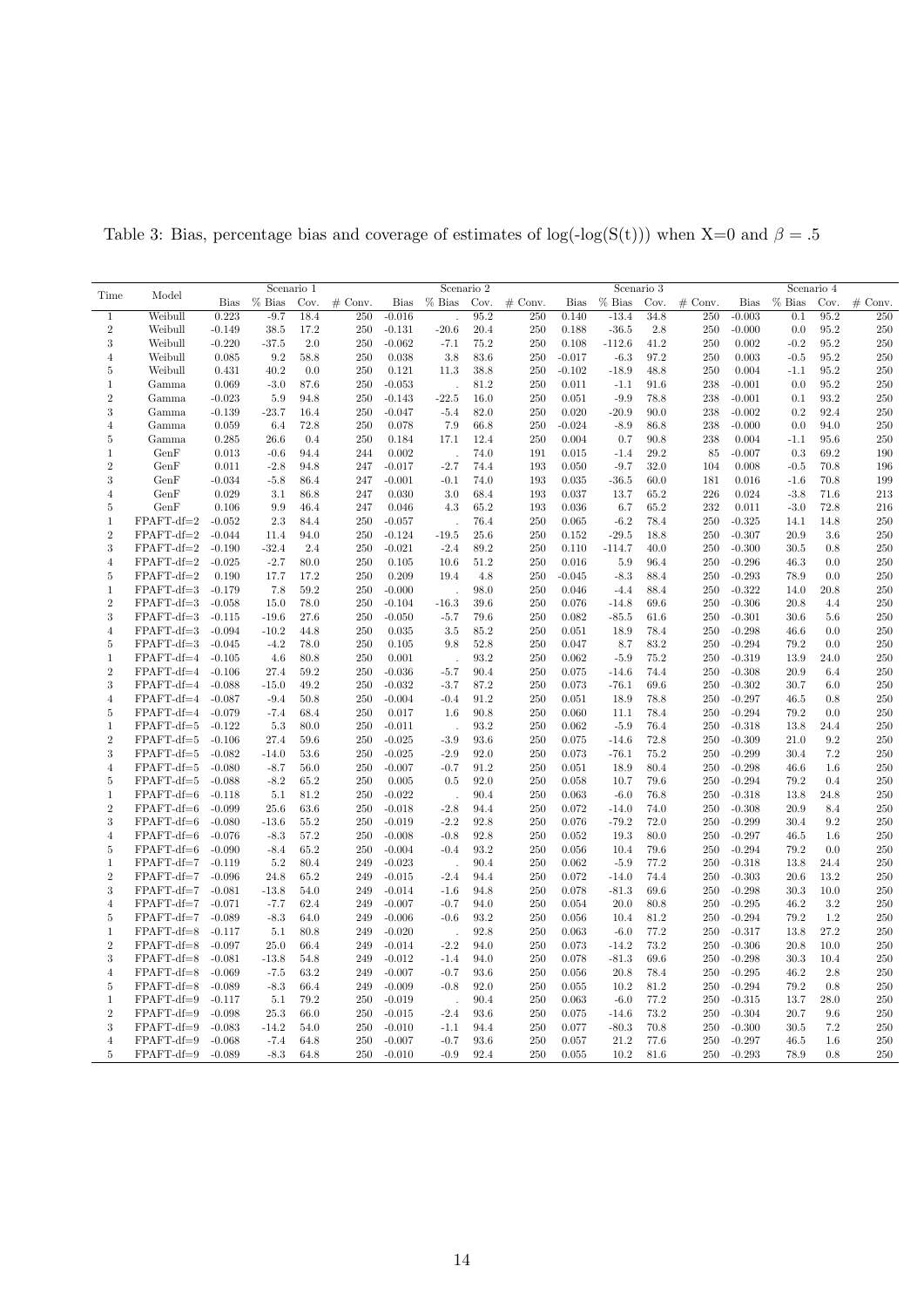Table 3: Bias, percentage bias and coverage of estimates of log(-log(S(t))) when X=0 and $\beta = .5$

| Time | Model | Scenario 1 | | | | Scenario 2 | | | | Scenario 3 | | | | Scenario 4 | | | |
|---|---|---|---|---|---|---|---|---|---|---|---|---|---|---|---|---|---|
| | | Bias | % Bias | Cov. | # Conv. | Bias | % Bias | Cov. | # Conv. | Bias | % Bias | Cov. | # Conv. | Bias | % Bias | Cov. | # Conv. |
| 1 | Weibull | 0.223 | -9.7 | 18.4 | 250 | -0.016 | . | 95.2 | 250 | 0.140 | -13.4 | 34.8 | 250 | -0.003 | 0.1 | 95.2 | 250 |
| 2 | Weibull | -0.149 | 38.5 | 17.2 | 250 | -0.131 | -20.6 | 20.4 | 250 | 0.188 | -36.5 | 2.8 | 250 | -0.000 | 0.0 | 95.2 | 250 |
| 3 | Weibull | -0.220 | -37.5 | 2.0 | 250 | -0.062 | -7.1 | 75.2 | 250 | 0.108 | -112.6 | 41.2 | 250 | 0.002 | -0.2 | 95.2 | 250 |
| 4 | Weibull | 0.085 | 9.2 | 58.8 | 250 | 0.038 | 3.8 | 83.6 | 250 | -0.017 | -6.3 | 97.2 | 250 | 0.003 | -0.5 | 95.2 | 250 |
| 5 | Weibull | 0.431 | 40.2 | 0.0 | 250 | 0.121 | 11.3 | 38.8 | 250 | -0.102 | -18.9 | 48.8 | 250 | 0.004 | -1.1 | 95.2 | 250 |
| 1 | Gamma | 0.069 | -3.0 | 87.6 | 250 | -0.053 | . | 81.2 | 250 | 0.011 | -1.1 | 91.6 | 238 | -0.001 | 0.0 | 95.2 | 250 |
| 2 | Gamma | -0.023 | 5.9 | 94.8 | 250 | -0.143 | -22.5 | 16.0 | 250 | 0.051 | -9.9 | 78.8 | 238 | -0.001 | 0.1 | 93.2 | 250 |
| 3 | Gamma | -0.139 | -23.7 | 16.4 | 250 | -0.047 | -5.4 | 82.0 | 250 | 0.020 | -20.9 | 90.0 | 238 | -0.002 | 0.2 | 92.4 | 250 |
| 4 | Gamma | 0.059 | 6.4 | 72.8 | 250 | 0.078 | 7.9 | 66.8 | 250 | -0.024 | -8.9 | 86.8 | 238 | -0.000 | 0.0 | 94.0 | 250 |
| 5 | Gamma | 0.285 | 26.6 | 0.4 | 250 | 0.184 | 17.1 | 12.4 | 250 | 0.004 | 0.7 | 90.8 | 238 | 0.004 | -1.1 | 95.6 | 250 |
| 1 | GenF | 0.013 | -0.6 | 94.4 | 244 | 0.002 | . | 74.0 | 191 | 0.015 | -1.4 | 29.2 | 85 | -0.007 | 0.3 | 69.2 | 190 |
| 2 | GenF | 0.011 | -2.8 | 94.8 | 247 | -0.017 | -2.7 | 74.4 | 193 | 0.050 | -9.7 | 32.0 | 104 | 0.008 | -0.5 | 70.8 | 196 |
| 3 | GenF | -0.034 | -5.8 | 86.4 | 247 | -0.001 | -0.1 | 74.0 | 193 | 0.035 | -36.5 | 60.0 | 181 | 0.016 | -1.6 | 70.8 | 199 |
| 4 | GenF | 0.029 | 3.1 | 86.8 | 247 | 0.030 | 3.0 | 68.4 | 193 | 0.037 | 13.7 | 65.2 | 226 | 0.024 | -3.8 | 71.6 | 213 |
| 5 | GenF | 0.106 | 9.9 | 46.4 | 247 | 0.046 | 4.3 | 65.2 | 193 | 0.036 | 6.7 | 65.2 | 232 | 0.011 | -3.0 | 72.8 | 216 |
| 1 | FPAFT-df=2 | -0.052 | 2.3 | 84.4 | 250 | -0.057 | . | 76.4 | 250 | 0.065 | -6.2 | 78.4 | 250 | -0.325 | 14.1 | 14.8 | 250 |
| 2 | FPAFT-df=2 | -0.044 | 11.4 | 94.0 | 250 | -0.124 | -19.5 | 25.6 | 250 | 0.152 | -29.5 | 18.8 | 250 | -0.307 | 20.9 | 3.6 | 250 |
| 3 | FPAFT-df=2 | -0.190 | -32.4 | 2.4 | 250 | -0.021 | -2.4 | 89.2 | 250 | 0.110 | -114.7 | 40.0 | 250 | -0.300 | 30.5 | 0.8 | 250 |
| 4 | FPAFT-df=2 | -0.025 | -2.7 | 80.0 | 250 | 0.105 | 10.6 | 51.2 | 250 | 0.016 | 5.9 | 96.4 | 250 | -0.296 | 46.3 | 0.0 | 250 |
| 5 | FPAFT-df=2 | 0.190 | 17.7 | 17.2 | 250 | 0.209 | 19.4 | 4.8 | 250 | -0.045 | -8.3 | 88.4 | 250 | -0.293 | 78.9 | 0.0 | 250 |
| 1 | FPAFT-df=3 | -0.179 | 7.8 | 59.2 | 250 | -0.000 | . | 98.0 | 250 | 0.046 | -4.4 | 88.4 | 250 | -0.322 | 14.0 | 20.8 | 250 |
| 2 | FPAFT-df=3 | -0.058 | 15.0 | 78.0 | 250 | -0.104 | -16.3 | 39.6 | 250 | 0.076 | -14.8 | 69.6 | 250 | -0.306 | 20.8 | 4.4 | 250 |
| 3 | FPAFT-df=3 | -0.115 | -19.6 | 27.6 | 250 | -0.050 | -5.7 | 79.6 | 250 | 0.082 | -85.5 | 61.6 | 250 | -0.301 | 30.6 | 5.6 | 250 |
| 4 | FPAFT-df=3 | -0.094 | -10.2 | 44.8 | 250 | 0.035 | 3.5 | 85.2 | 250 | 0.051 | 18.9 | 78.4 | 250 | -0.298 | 46.6 | 0.0 | 250 |
| 5 | FPAFT-df=3 | -0.045 | -4.2 | 78.0 | 250 | 0.105 | 9.8 | 52.8 | 250 | 0.047 | 8.7 | 83.2 | 250 | -0.294 | 79.2 | 0.0 | 250 |
| 1 | FPAFT-df=4 | -0.105 | 4.6 | 80.8 | 250 | 0.001 | . | 93.2 | 250 | 0.062 | -5.9 | 75.2 | 250 | -0.319 | 13.9 | 24.0 | 250 |
| 2 | FPAFT-df=4 | -0.106 | 27.4 | 59.2 | 250 | -0.036 | -5.7 | 90.4 | 250 | 0.075 | -14.6 | 74.4 | 250 | -0.308 | 20.9 | 6.4 | 250 |
| 3 | FPAFT-df=4 | -0.088 | -15.0 | 49.2 | 250 | -0.032 | -3.7 | 87.2 | 250 | 0.073 | -76.1 | 69.6 | 250 | -0.302 | 30.7 | 6.0 | 250 |
| 4 | FPAFT-df=4 | -0.087 | -9.4 | 50.8 | 250 | -0.004 | -0.4 | 91.2 | 250 | 0.051 | 18.9 | 78.8 | 250 | -0.297 | 46.5 | 0.8 | 250 |
| 5 | FPAFT-df=4 | -0.079 | -7.4 | 68.4 | 250 | 0.017 | 1.6 | 90.8 | 250 | 0.060 | 11.1 | 78.4 | 250 | -0.294 | 79.2 | 0.0 | 250 |
| 1 | FPAFT-df=5 | -0.122 | 5.3 | 80.0 | 250 | -0.011 | . | 93.2 | 250 | 0.062 | -5.9 | 76.4 | 250 | -0.318 | 13.8 | 24.4 | 250 |
| 2 | FPAFT-df=5 | -0.106 | 27.4 | 59.6 | 250 | -0.025 | -3.9 | 93.6 | 250 | 0.075 | -14.6 | 72.8 | 250 | -0.309 | 21.0 | 9.2 | 250 |
| 3 | FPAFT-df=5 | -0.082 | -14.0 | 53.6 | 250 | -0.025 | -2.9 | 92.0 | 250 | 0.073 | -76.1 | 75.2 | 250 | -0.299 | 30.4 | 7.2 | 250 |
| 4 | FPAFT-df=5 | -0.080 | -8.7 | 56.0 | 250 | -0.007 | -0.7 | 91.2 | 250 | 0.051 | 18.9 | 80.4 | 250 | -0.298 | 46.6 | 1.6 | 250 |
| 5 | FPAFT-df=5 | -0.088 | -8.2 | 65.2 | 250 | 0.005 | 0.5 | 92.0 | 250 | 0.058 | 10.7 | 79.6 | 250 | -0.294 | 79.2 | 0.4 | 250 |
| 1 | FPAFT-df=6 | -0.118 | 5.1 | 81.2 | 250 | -0.022 | . | 90.4 | 250 | 0.063 | -6.0 | 76.8 | 250 | -0.318 | 13.8 | 24.8 | 250 |
| 2 | FPAFT-df=6 | -0.099 | 25.6 | 63.6 | 250 | -0.018 | -2.8 | 94.4 | 250 | 0.072 | -14.0 | 74.0 | 250 | -0.308 | 20.9 | 8.4 | 250 |
| 3 | FPAFT-df=6 | -0.080 | -13.6 | 55.2 | 250 | -0.019 | -2.2 | 92.8 | 250 | 0.076 | -79.2 | 72.0 | 250 | -0.299 | 30.4 | 9.2 | 250 |
| 4 | FPAFT-df=6 | -0.076 | -8.3 | 57.2 | 250 | -0.008 | -0.8 | 92.8 | 250 | 0.052 | 19.3 | 80.0 | 250 | -0.297 | 46.5 | 1.6 | 250 |
| 5 | FPAFT-df=6 | -0.090 | -8.4 | 65.2 | 250 | -0.004 | -0.4 | 93.2 | 250 | 0.056 | 10.4 | 79.6 | 250 | -0.294 | 79.2 | 0.0 | 250 |
| 1 | FPAFT-df=7 | -0.119 | 5.2 | 80.4 | 249 | -0.023 | . | 90.4 | 250 | 0.062 | -5.9 | 77.2 | 250 | -0.318 | 13.8 | 24.4 | 250 |
| 2 | FPAFT-df=7 | -0.096 | 24.8 | 65.2 | 249 | -0.015 | -2.4 | 94.4 | 250 | 0.072 | -14.0 | 74.4 | 250 | -0.303 | 20.6 | 13.2 | 250 |
| 3 | FPAFT-df=7 | -0.081 | -13.8 | 54.0 | 249 | -0.014 | -1.6 | 94.8 | 250 | 0.078 | -81.3 | 69.6 | 250 | -0.298 | 30.3 | 10.0 | 250 |
| 4 | FPAFT-df=7 | -0.071 | -7.7 | 62.4 | 249 | -0.007 | -0.7 | 94.0 | 250 | 0.054 | 20.0 | 80.8 | 250 | -0.295 | 46.2 | 3.2 | 250 |
| 5 | FPAFT-df=7 | -0.089 | -8.3 | 64.0 | 249 | -0.006 | -0.6 | 93.2 | 250 | 0.056 | 10.4 | 81.2 | 250 | -0.294 | 79.2 | 1.2 | 250 |
| 1 | FPAFT-df=8 | -0.117 | 5.1 | 80.8 | 249 | -0.020 | . | 92.8 | 250 | 0.063 | -6.0 | 77.2 | 250 | -0.317 | 13.8 | 27.2 | 250 |
| 2 | FPAFT-df=8 | -0.097 | 25.0 | 66.4 | 249 | -0.014 | -2.2 | 94.0 | 250 | 0.073 | -14.2 | 73.2 | 250 | -0.306 | 20.8 | 10.0 | 250 |
| 3 | FPAFT-df=8 | -0.081 | -13.8 | 54.8 | 249 | -0.012 | -1.4 | 94.0 | 250 | 0.078 | -81.3 | 69.6 | 250 | -0.298 | 30.3 | 10.4 | 250 |
| 4 | FPAFT-df=8 | -0.069 | -7.5 | 63.2 | 249 | -0.007 | -0.7 | 93.6 | 250 | 0.056 | 20.8 | 78.4 | 250 | -0.295 | 46.2 | 2.8 | 250 |
| 5 | FPAFT-df=8 | -0.089 | -8.3 | 66.4 | 249 | -0.009 | -0.8 | 92.0 | 250 | 0.055 | 10.2 | 81.2 | 250 | -0.294 | 79.2 | 0.8 | 250 |
| 1 | FPAFT-df=9 | -0.117 | 5.1 | 79.2 | 250 | -0.019 | . | 90.4 | 250 | 0.063 | -6.0 | 77.2 | 250 | -0.315 | 13.7 | 28.0 | 250 |
| 2 | FPAFT-df=9 | -0.098 | 25.3 | 66.0 | 250 | -0.015 | -2.4 | 93.6 | 250 | 0.075 | -14.6 | 73.2 | 250 | -0.304 | 20.7 | 9.6 | 250 |
| 3 | FPAFT-df=9 | -0.083 | -14.2 | 54.0 | 250 | -0.010 | -1.1 | 94.4 | 250 | 0.077 | -80.3 | 70.8 | 250 | -0.300 | 30.5 | 7.2 | 250 |
| 4 | FPAFT-df=9 | -0.068 | -7.4 | 64.8 | 250 | -0.007 | -0.7 | 93.6 | 250 | 0.057 | 21.2 | 77.6 | 250 | -0.297 | 46.5 | 1.6 | 250 |
| 5 | FPAFT-df=9 | -0.089 | -8.3 | 64.8 | 250 | -0.010 | -0.9 | 92.4 | 250 | 0.055 | 10.2 | 81.6 | 250 | -0.293 | 78.9 | 0.8 | 250 |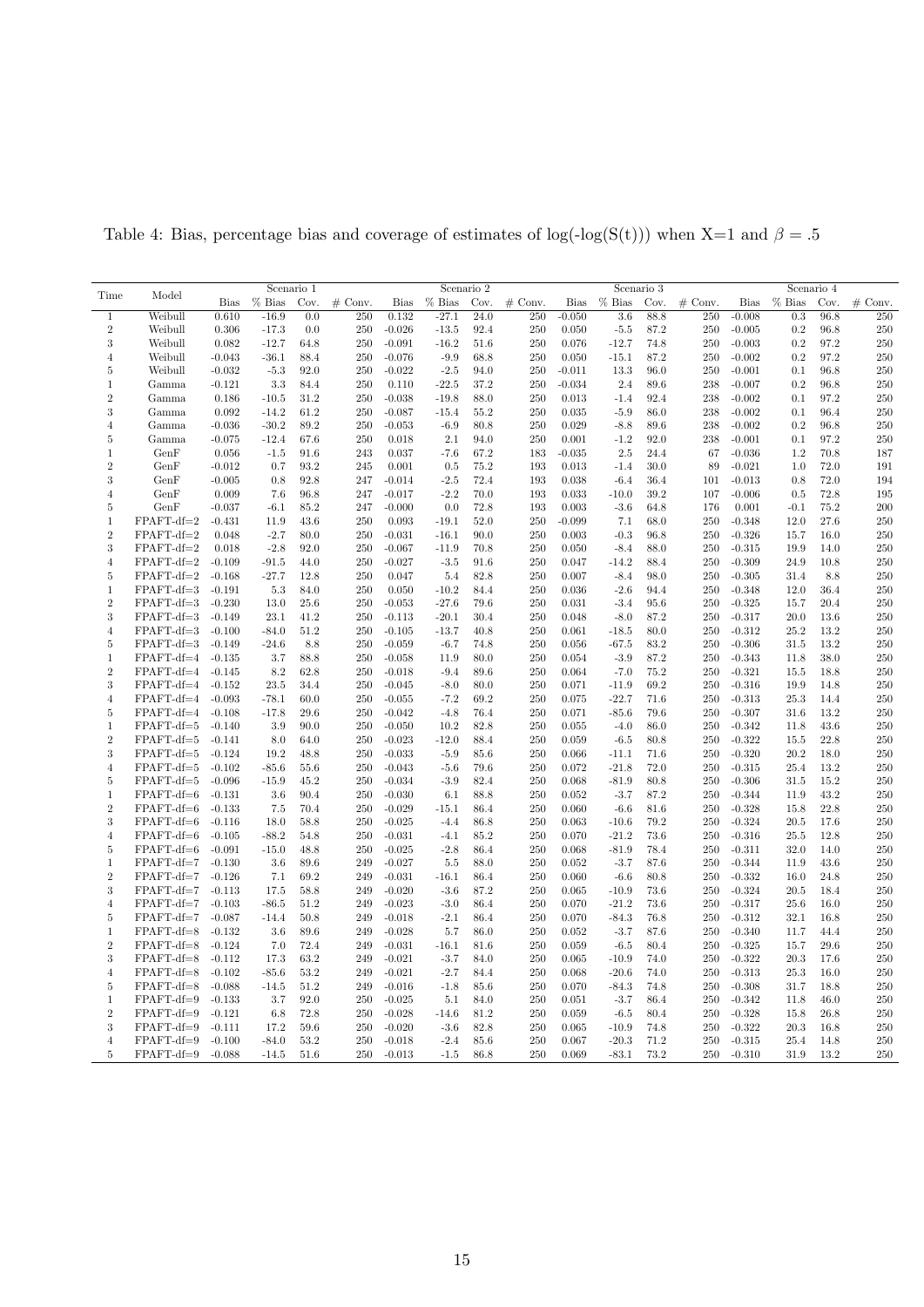Table 4: Bias, percentage bias and coverage of estimates of log(-log(S(t))) when X=1 and $\beta = .5$

| Time | Model | Scenario 1 | | | | Scenario 2 | | | | Scenario 3 | | | | Scenario 4 | | | |
|---|---|---|---|---|---|---|---|---|---|---|---|---|---|---|---|---|---|
| | | Bias | % Bias | Cov. | # Conv. | Bias | % Bias | Cov. | # Conv. | Bias | % Bias | Cov. | # Conv. | Bias | % Bias | Cov. | # Conv. |
| 1 | Weibull | 0.610 | -16.9 | 0.0 | 250 | 0.132 | -27.1 | 24.0 | 250 | -0.050 | 3.6 | 88.8 | 250 | -0.008 | 0.3 | 96.8 | 250 |
| 2 | Weibull | 0.306 | -17.3 | 0.0 | 250 | -0.026 | -13.5 | 92.4 | 250 | 0.050 | -5.5 | 87.2 | 250 | -0.005 | 0.2 | 96.8 | 250 |
| 3 | Weibull | 0.082 | -12.7 | 64.8 | 250 | -0.091 | -16.2 | 51.6 | 250 | 0.076 | -12.7 | 74.8 | 250 | -0.003 | 0.2 | 97.2 | 250 |
| 4 | Weibull | -0.043 | -36.1 | 88.4 | 250 | -0.076 | -9.9 | 68.8 | 250 | 0.050 | -15.1 | 87.2 | 250 | -0.002 | 0.2 | 97.2 | 250 |
| 5 | Weibull | -0.032 | -5.3 | 92.0 | 250 | -0.022 | -2.5 | 94.0 | 250 | -0.011 | 13.3 | 96.0 | 250 | -0.001 | 0.1 | 96.8 | 250 |
| 1 | Gamma | -0.121 | 3.3 | 84.4 | 250 | 0.110 | -22.5 | 37.2 | 250 | -0.034 | 2.4 | 89.6 | 238 | -0.007 | 0.2 | 96.8 | 250 |
| 2 | Gamma | 0.186 | -10.5 | 31.2 | 250 | -0.038 | -19.8 | 88.0 | 250 | 0.013 | -1.4 | 92.4 | 238 | -0.002 | 0.1 | 97.2 | 250 |
| 3 | Gamma | 0.092 | -14.2 | 61.2 | 250 | -0.087 | -15.4 | 55.2 | 250 | 0.035 | -5.9 | 86.0 | 238 | -0.002 | 0.1 | 96.4 | 250 |
| 4 | Gamma | -0.036 | -30.2 | 89.2 | 250 | -0.053 | -6.9 | 80.8 | 250 | 0.029 | -8.8 | 89.6 | 238 | -0.002 | 0.2 | 96.8 | 250 |
| 5 | Gamma | -0.075 | -12.4 | 67.6 | 250 | 0.018 | 2.1 | 94.0 | 250 | 0.001 | -1.2 | 92.0 | 238 | -0.001 | 0.1 | 97.2 | 250 |
| 1 | GenF | 0.056 | -1.5 | 91.6 | 243 | 0.037 | -7.6 | 67.2 | 183 | -0.035 | 2.5 | 24.4 | 67 | -0.036 | 1.2 | 70.8 | 187 |
| 2 | GenF | -0.012 | 0.7 | 93.2 | 245 | 0.001 | 0.5 | 75.2 | 193 | 0.013 | -1.4 | 30.0 | 89 | -0.021 | 1.0 | 72.0 | 191 |
| 3 | GenF | -0.005 | 0.8 | 92.8 | 247 | -0.014 | -2.5 | 72.4 | 193 | 0.038 | -6.4 | 36.4 | 101 | -0.013 | 0.8 | 72.0 | 194 |
| 4 | GenF | 0.009 | 7.6 | 96.8 | 247 | -0.017 | -2.2 | 70.0 | 193 | 0.033 | -10.0 | 39.2 | 107 | -0.006 | 0.5 | 72.8 | 195 |
| 5 | GenF | -0.037 | -6.1 | 85.2 | 247 | -0.000 | 0.0 | 72.8 | 193 | 0.003 | -3.6 | 64.8 | 176 | 0.001 | -0.1 | 75.2 | 200 |
| 1 | FPAFT-df=2 | -0.431 | 11.9 | 43.6 | 250 | 0.093 | -19.1 | 52.0 | 250 | -0.099 | 7.1 | 68.0 | 250 | -0.348 | 12.0 | 27.6 | 250 |
| 2 | FPAFT-df=2 | 0.048 | -2.7 | 80.0 | 250 | -0.031 | -16.1 | 90.0 | 250 | 0.003 | -0.3 | 96.8 | 250 | -0.326 | 15.7 | 16.0 | 250 |
| 3 | FPAFT-df=2 | 0.018 | -2.8 | 92.0 | 250 | -0.067 | -11.9 | 70.8 | 250 | 0.050 | -8.4 | 88.0 | 250 | -0.315 | 19.9 | 14.0 | 250 |
| 4 | FPAFT-df=2 | -0.109 | -91.5 | 44.0 | 250 | -0.027 | -3.5 | 91.6 | 250 | 0.047 | -14.2 | 88.4 | 250 | -0.309 | 24.9 | 10.8 | 250 |
| 5 | FPAFT-df=2 | -0.168 | -27.7 | 12.8 | 250 | 0.047 | 5.4 | 82.8 | 250 | 0.007 | -8.4 | 98.0 | 250 | -0.305 | 31.4 | 8.8 | 250 |
| 1 | FPAFT-df=3 | -0.191 | 5.3 | 84.0 | 250 | 0.050 | -10.2 | 84.4 | 250 | 0.036 | -2.6 | 94.4 | 250 | -0.348 | 12.0 | 36.4 | 250 |
| 2 | FPAFT-df=3 | -0.230 | 13.0 | 25.6 | 250 | -0.053 | -27.6 | 79.6 | 250 | 0.031 | -3.4 | 95.6 | 250 | -0.325 | 15.7 | 20.4 | 250 |
| 3 | FPAFT-df=3 | -0.149 | 23.1 | 41.2 | 250 | -0.113 | -20.1 | 30.4 | 250 | 0.048 | -8.0 | 87.2 | 250 | -0.317 | 20.0 | 13.6 | 250 |
| 4 | FPAFT-df=3 | -0.100 | -84.0 | 51.2 | 250 | -0.105 | -13.7 | 40.8 | 250 | 0.061 | -18.5 | 80.0 | 250 | -0.312 | 25.2 | 13.2 | 250 |
| 5 | FPAFT-df=3 | -0.149 | -24.6 | 8.8 | 250 | -0.059 | -6.7 | 74.8 | 250 | 0.056 | -67.5 | 83.2 | 250 | -0.306 | 31.5 | 13.2 | 250 |
| 1 | FPAFT-df=4 | -0.135 | 3.7 | 88.8 | 250 | -0.058 | 11.9 | 80.0 | 250 | 0.054 | -3.9 | 87.2 | 250 | -0.343 | 11.8 | 38.0 | 250 |
| 2 | FPAFT-df=4 | -0.145 | 8.2 | 62.8 | 250 | -0.018 | -9.4 | 89.6 | 250 | 0.064 | -7.0 | 75.2 | 250 | -0.321 | 15.5 | 18.8 | 250 |
| 3 | FPAFT-df=4 | -0.152 | 23.5 | 34.4 | 250 | -0.045 | -8.0 | 80.0 | 250 | 0.071 | -11.9 | 69.2 | 250 | -0.316 | 19.9 | 14.8 | 250 |
| 4 | FPAFT-df=4 | -0.093 | -78.1 | 60.0 | 250 | -0.055 | -7.2 | 69.2 | 250 | 0.075 | -22.7 | 71.6 | 250 | -0.313 | 25.3 | 14.4 | 250 |
| 5 | FPAFT-df=4 | -0.108 | -17.8 | 29.6 | 250 | -0.042 | -4.8 | 76.4 | 250 | 0.071 | -85.6 | 79.6 | 250 | -0.307 | 31.6 | 13.2 | 250 |
| 1 | FPAFT-df=5 | -0.140 | 3.9 | 90.0 | 250 | -0.050 | 10.2 | 82.8 | 250 | 0.055 | -4.0 | 86.0 | 250 | -0.342 | 11.8 | 43.6 | 250 |
| 2 | FPAFT-df=5 | -0.141 | 8.0 | 64.0 | 250 | -0.023 | -12.0 | 88.4 | 250 | 0.059 | -6.5 | 80.8 | 250 | -0.322 | 15.5 | 22.8 | 250 |
| 3 | FPAFT-df=5 | -0.124 | 19.2 | 48.8 | 250 | -0.033 | -5.9 | 85.6 | 250 | 0.066 | -11.1 | 71.6 | 250 | -0.320 | 20.2 | 18.0 | 250 |
| 4 | FPAFT-df=5 | -0.102 | -85.6 | 55.6 | 250 | -0.043 | -5.6 | 79.6 | 250 | 0.072 | -21.8 | 72.0 | 250 | -0.315 | 25.4 | 13.2 | 250 |
| 5 | FPAFT-df=5 | -0.096 | -15.9 | 45.2 | 250 | -0.034 | -3.9 | 82.4 | 250 | 0.068 | -81.9 | 80.8 | 250 | -0.306 | 31.5 | 15.2 | 250 |
| 1 | FPAFT-df=6 | -0.131 | 3.6 | 90.4 | 250 | -0.030 | 6.1 | 88.8 | 250 | 0.052 | -3.7 | 87.2 | 250 | -0.344 | 11.9 | 43.2 | 250 |
| 2 | FPAFT-df=6 | -0.133 | 7.5 | 70.4 | 250 | -0.029 | -15.1 | 86.4 | 250 | 0.060 | -6.6 | 81.6 | 250 | -0.328 | 15.8 | 22.8 | 250 |
| 3 | FPAFT-df=6 | -0.116 | 18.0 | 58.8 | 250 | -0.025 | -4.4 | 86.8 | 250 | 0.063 | -10.6 | 79.2 | 250 | -0.324 | 20.5 | 17.6 | 250 |
| 4 | FPAFT-df=6 | -0.105 | -88.2 | 54.8 | 250 | -0.031 | -4.1 | 85.2 | 250 | 0.070 | -21.2 | 73.6 | 250 | -0.316 | 25.5 | 12.8 | 250 |
| 5 | FPAFT-df=6 | -0.091 | -15.0 | 48.8 | 250 | -0.025 | -2.8 | 86.4 | 250 | 0.068 | -81.9 | 78.4 | 250 | -0.311 | 32.0 | 14.0 | 250 |
| 1 | FPAFT-df=7 | -0.130 | 3.6 | 89.6 | 249 | -0.027 | 5.5 | 88.0 | 250 | 0.052 | -3.7 | 87.6 | 250 | -0.344 | 11.9 | 43.6 | 250 |
| 2 | FPAFT-df=7 | -0.126 | 7.1 | 69.2 | 249 | -0.031 | -16.1 | 86.4 | 250 | 0.060 | -6.6 | 80.8 | 250 | -0.332 | 16.0 | 24.8 | 250 |
| 3 | FPAFT-df=7 | -0.113 | 17.5 | 58.8 | 249 | -0.020 | -3.6 | 87.2 | 250 | 0.065 | -10.9 | 73.6 | 250 | -0.324 | 20.5 | 18.4 | 250 |
| 4 | FPAFT-df=7 | -0.103 | -86.5 | 51.2 | 249 | -0.023 | -3.0 | 86.4 | 250 | 0.070 | -21.2 | 73.6 | 250 | -0.317 | 25.6 | 16.0 | 250 |
| 5 | FPAFT-df=7 | -0.087 | -14.4 | 50.8 | 249 | -0.018 | -2.1 | 86.4 | 250 | 0.070 | -84.3 | 76.8 | 250 | -0.312 | 32.1 | 16.8 | 250 |
| 1 | FPAFT-df=8 | -0.132 | 3.6 | 89.6 | 249 | -0.028 | 5.7 | 86.0 | 250 | 0.052 | -3.7 | 87.6 | 250 | -0.340 | 11.7 | 44.4 | 250 |
| 2 | FPAFT-df=8 | -0.124 | 7.0 | 72.4 | 249 | -0.031 | -16.1 | 81.6 | 250 | 0.059 | -6.5 | 80.4 | 250 | -0.325 | 15.7 | 29.6 | 250 |
| 3 | FPAFT-df=8 | -0.112 | 17.3 | 63.2 | 249 | -0.021 | -3.7 | 84.0 | 250 | 0.065 | -10.9 | 74.0 | 250 | -0.322 | 20.3 | 17.6 | 250 |
| 4 | FPAFT-df=8 | -0.102 | -85.6 | 53.2 | 249 | -0.021 | -2.7 | 84.4 | 250 | 0.068 | -20.6 | 74.0 | 250 | -0.313 | 25.3 | 16.0 | 250 |
| 5 | FPAFT-df=8 | -0.088 | -14.5 | 51.2 | 249 | -0.016 | -1.8 | 85.6 | 250 | 0.070 | -84.3 | 74.8 | 250 | -0.308 | 31.7 | 18.8 | 250 |
| 1 | FPAFT-df=9 | -0.133 | 3.7 | 92.0 | 250 | -0.025 | 5.1 | 84.0 | 250 | 0.051 | -3.7 | 86.4 | 250 | -0.342 | 11.8 | 46.0 | 250 |
| 2 | FPAFT-df=9 | -0.121 | 6.8 | 72.8 | 250 | -0.028 | -14.6 | 81.2 | 250 | 0.059 | -6.5 | 80.4 | 250 | -0.328 | 15.8 | 26.8 | 250 |
| 3 | FPAFT-df=9 | -0.111 | 17.2 | 59.6 | 250 | -0.020 | -3.6 | 82.8 | 250 | 0.065 | -10.9 | 74.8 | 250 | -0.322 | 20.3 | 16.8 | 250 |
| 4 | FPAFT-df=9 | -0.100 | -84.0 | 53.2 | 250 | -0.018 | -2.4 | 85.6 | 250 | 0.067 | -20.3 | 71.2 | 250 | -0.315 | 25.4 | 14.8 | 250 |
| 5 | FPAFT-df=9 | -0.088 | -14.5 | 51.6 | 250 | -0.013 | -1.5 | 86.8 | 250 | 0.069 | -83.1 | 73.2 | 250 | -0.310 | 31.9 | 13.2 | 250 |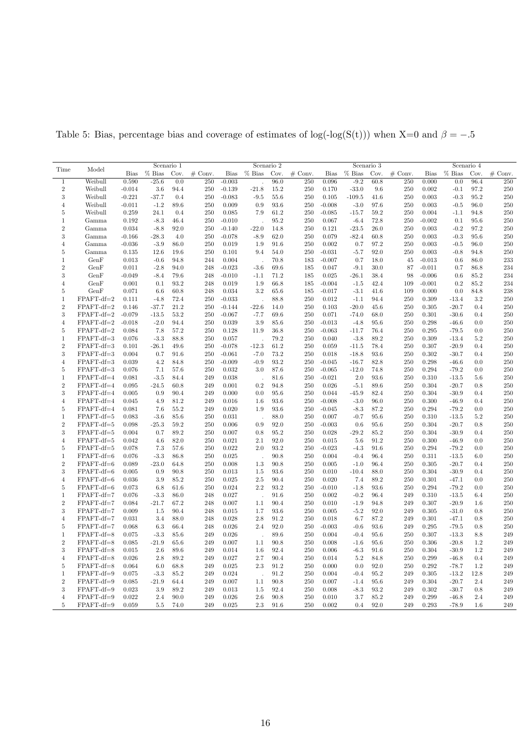Table 5: Bias, percentage bias and coverage of estimates of log(-log(S(t))) when X=0 and $\beta = -.5$

| Time | Model | Scenario 1 | | | | Scenario 2 | | | | Scenario 3 | | | | Scenario 4 | | | |
|---|---|---|---|---|---|---|---|---|---|---|---|---|---|---|---|---|---|
| | | Bias | % Bias | Cov. | # Conv. | Bias | % Bias | Cov. | # Conv. | Bias | % Bias | Cov. | # Conv. | Bias | % Bias | Cov. | # Conv. |
| 1 | Weibull | 0.590 | -25.6 | 0.0 | 250 | -0.003 | . | 96.0 | 250 | 0.096 | -9.2 | 60.8 | 250 | 0.000 | 0.0 | 96.4 | 250 |
| 2 | Weibull | -0.014 | 3.6 | 94.4 | 250 | -0.139 | -21.8 | 15.2 | 250 | 0.170 | -33.0 | 9.6 | 250 | 0.002 | -0.1 | 97.2 | 250 |
| 3 | Weibull | -0.221 | -37.7 | 0.4 | 250 | -0.083 | -9.5 | 55.6 | 250 | 0.105 | -109.5 | 41.6 | 250 | 0.003 | -0.3 | 95.2 | 250 |
| 4 | Weibull | -0.011 | -1.2 | 89.6 | 250 | 0.009 | 0.9 | 93.6 | 250 | -0.008 | -3.0 | 97.6 | 250 | 0.003 | -0.5 | 96.0 | 250 |
| 5 | Weibull | 0.259 | 24.1 | 0.4 | 250 | 0.085 | 7.9 | 61.2 | 250 | -0.085 | -15.7 | 59.2 | 250 | 0.004 | -1.1 | 94.8 | 250 |
| 1 | Gamma | 0.192 | -8.3 | 46.4 | 250 | -0.010 | . | 95.2 | 250 | 0.067 | -6.4 | 72.8 | 250 | -0.002 | 0.1 | 95.6 | 250 |
| 2 | Gamma | 0.034 | -8.8 | 92.0 | 250 | -0.140 | -22.0 | 14.8 | 250 | 0.121 | -23.5 | 26.0 | 250 | 0.003 | -0.2 | 97.2 | 250 |
| 3 | Gamma | -0.166 | -28.3 | 4.0 | 250 | -0.078 | -8.9 | 62.0 | 250 | 0.079 | -82.4 | 60.8 | 250 | 0.003 | -0.3 | 95.6 | 250 |
| 4 | Gamma | -0.036 | -3.9 | 86.0 | 250 | 0.019 | 1.9 | 91.6 | 250 | 0.002 | 0.7 | 97.2 | 250 | 0.003 | -0.5 | 96.0 | 250 |
| 5 | Gamma | 0.135 | 12.6 | 19.6 | 250 | 0.101 | 9.4 | 54.0 | 250 | -0.031 | -5.7 | 92.0 | 250 | 0.003 | -0.8 | 94.8 | 250 |
| 1 | GenF | 0.013 | -0.6 | 94.8 | 244 | 0.004 | . | 70.8 | 183 | -0.007 | 0.7 | 18.0 | 45 | -0.013 | 0.6 | 86.0 | 233 |
| 2 | GenF | 0.011 | -2.8 | 94.0 | 248 | -0.023 | -3.6 | 69.6 | 185 | 0.047 | -9.1 | 30.0 | 87 | -0.011 | 0.7 | 86.8 | 234 |
| 3 | GenF | -0.049 | -8.4 | 79.6 | 248 | -0.010 | -1.1 | 71.2 | 185 | 0.025 | -26.1 | 38.4 | 98 | -0.006 | 0.6 | 85.2 | 234 |
| 4 | GenF | 0.001 | 0.1 | 93.2 | 248 | 0.019 | 1.9 | 66.8 | 185 | -0.004 | -1.5 | 42.4 | 109 | -0.001 | 0.2 | 85.2 | 234 |
| 5 | GenF | 0.071 | 6.6 | 60.8 | 248 | 0.034 | 3.2 | 65.6 | 185 | -0.017 | -3.1 | 41.6 | 109 | 0.000 | 0.0 | 84.8 | 238 |
| 1 | FPAFT-df=2 | 0.111 | -4.8 | 72.4 | 250 | -0.033 | . | 88.8 | 250 | 0.012 | -1.1 | 94.4 | 250 | 0.309 | -13.4 | 3.2 | 250 |
| 2 | FPAFT-df=2 | 0.146 | -37.7 | 21.2 | 250 | -0.144 | -22.6 | 14.0 | 250 | 0.103 | -20.0 | 45.6 | 250 | 0.305 | -20.7 | 0.4 | 250 |
| 3 | FPAFT-df=2 | -0.079 | -13.5 | 53.2 | 250 | -0.067 | -7.7 | 69.6 | 250 | 0.071 | -74.0 | 68.0 | 250 | 0.301 | -30.6 | 0.4 | 250 |
| 4 | FPAFT-df=2 | -0.018 | -2.0 | 94.4 | 250 | 0.039 | 3.9 | 85.6 | 250 | -0.013 | -4.8 | 95.6 | 250 | 0.298 | -46.6 | 0.0 | 250 |
| 5 | FPAFT-df=2 | 0.084 | 7.8 | 57.2 | 250 | 0.128 | 11.9 | 36.8 | 250 | -0.063 | -11.7 | 76.4 | 250 | 0.295 | -79.5 | 0.0 | 250 |
| 1 | FPAFT-df=3 | 0.076 | -3.3 | 88.8 | 250 | 0.057 | . | 79.2 | 250 | 0.040 | -3.8 | 89.2 | 250 | 0.309 | -13.4 | 5.2 | 250 |
| 2 | FPAFT-df=3 | 0.101 | -26.1 | 49.6 | 250 | -0.078 | -12.3 | 61.2 | 250 | 0.059 | -11.5 | 78.4 | 250 | 0.307 | -20.9 | 0.4 | 250 |
| 3 | FPAFT-df=3 | 0.004 | 0.7 | 91.6 | 250 | -0.061 | -7.0 | 73.2 | 250 | 0.018 | -18.8 | 93.6 | 250 | 0.302 | -30.7 | 0.4 | 250 |
| 4 | FPAFT-df=3 | 0.039 | 4.2 | 84.8 | 250 | -0.009 | -0.9 | 93.2 | 250 | -0.045 | -16.7 | 82.8 | 250 | 0.298 | -46.6 | 0.0 | 250 |
| 5 | FPAFT-df=3 | 0.076 | 7.1 | 57.6 | 250 | 0.032 | 3.0 | 87.6 | 250 | -0.065 | -12.0 | 74.8 | 250 | 0.294 | -79.2 | 0.0 | 250 |
| 1 | FPAFT-df=4 | 0.081 | -3.5 | 84.4 | 249 | 0.038 | . | 81.6 | 250 | -0.021 | 2.0 | 93.6 | 250 | 0.310 | -13.5 | 5.6 | 250 |
| 2 | FPAFT-df=4 | 0.095 | -24.5 | 60.8 | 249 | 0.001 | 0.2 | 94.8 | 250 | 0.026 | -5.1 | 89.6 | 250 | 0.304 | -20.7 | 0.8 | 250 |
| 3 | FPAFT-df=4 | 0.005 | 0.9 | 90.4 | 249 | 0.000 | 0.0 | 95.6 | 250 | 0.044 | -45.9 | 82.4 | 250 | 0.304 | -30.9 | 0.4 | 250 |
| 4 | FPAFT-df=4 | 0.045 | 4.9 | 81.2 | 249 | 0.016 | 1.6 | 93.6 | 250 | -0.008 | -3.0 | 96.0 | 250 | 0.300 | -46.9 | 0.4 | 250 |
| 5 | FPAFT-df=4 | 0.081 | 7.6 | 55.2 | 249 | 0.020 | 1.9 | 93.6 | 250 | -0.045 | -8.3 | 87.2 | 250 | 0.294 | -79.2 | 0.0 | 250 |
| 1 | FPAFT-df=5 | 0.083 | -3.6 | 85.6 | 250 | 0.031 | . | 88.0 | 250 | 0.007 | -0.7 | 95.6 | 250 | 0.310 | -13.5 | 5.2 | 250 |
| 2 | FPAFT-df=5 | 0.098 | -25.3 | 59.2 | 250 | 0.006 | 0.9 | 92.0 | 250 | -0.003 | 0.6 | 95.6 | 250 | 0.304 | -20.7 | 0.8 | 250 |
| 3 | FPAFT-df=5 | 0.004 | 0.7 | 89.2 | 250 | 0.007 | 0.8 | 95.2 | 250 | 0.028 | -29.2 | 85.2 | 250 | 0.304 | -30.9 | 0.4 | 250 |
| 4 | FPAFT-df=5 | 0.042 | 4.6 | 82.0 | 250 | 0.021 | 2.1 | 92.0 | 250 | 0.015 | 5.6 | 91.2 | 250 | 0.300 | -46.9 | 0.0 | 250 |
| 5 | FPAFT-df=5 | 0.078 | 7.3 | 57.6 | 250 | 0.022 | 2.0 | 93.2 | 250 | -0.023 | -4.3 | 91.6 | 250 | 0.294 | -79.2 | 0.0 | 250 |
| 1 | FPAFT-df=6 | 0.076 | -3.3 | 86.8 | 250 | 0.025 | . | 90.8 | 250 | 0.004 | -0.4 | 96.4 | 250 | 0.311 | -13.5 | 6.0 | 250 |
| 2 | FPAFT-df=6 | 0.089 | -23.0 | 64.8 | 250 | 0.008 | 1.3 | 90.8 | 250 | 0.005 | -1.0 | 96.4 | 250 | 0.305 | -20.7 | 0.4 | 250 |
| 3 | FPAFT-df=6 | 0.005 | 0.9 | 90.8 | 250 | 0.013 | 1.5 | 93.6 | 250 | 0.010 | -10.4 | 88.0 | 250 | 0.304 | -30.9 | 0.4 | 250 |
| 4 | FPAFT-df=6 | 0.036 | 3.9 | 85.2 | 250 | 0.025 | 2.5 | 90.4 | 250 | 0.020 | 7.4 | 89.2 | 250 | 0.301 | -47.1 | 0.0 | 250 |
| 5 | FPAFT-df=6 | 0.073 | 6.8 | 61.6 | 250 | 0.024 | 2.2 | 93.2 | 250 | -0.010 | -1.8 | 93.6 | 250 | 0.294 | -79.2 | 0.0 | 250 |
| 1 | FPAFT-df=7 | 0.076 | -3.3 | 86.0 | 248 | 0.027 | . | 91.6 | 250 | 0.002 | -0.2 | 96.4 | 249 | 0.310 | -13.5 | 6.4 | 250 |
| 2 | FPAFT-df=7 | 0.084 | -21.7 | 67.2 | 248 | 0.007 | 1.1 | 90.4 | 250 | 0.010 | -1.9 | 94.8 | 249 | 0.307 | -20.9 | 1.6 | 250 |
| 3 | FPAFT-df=7 | 0.009 | 1.5 | 90.4 | 248 | 0.015 | 1.7 | 93.6 | 250 | 0.005 | -5.2 | 92.0 | 249 | 0.305 | -31.0 | 0.8 | 250 |
| 4 | FPAFT-df=7 | 0.031 | 3.4 | 88.0 | 248 | 0.028 | 2.8 | 91.2 | 250 | 0.018 | 6.7 | 87.2 | 249 | 0.301 | -47.1 | 0.8 | 250 |
| 5 | FPAFT-df=7 | 0.068 | 6.3 | 66.4 | 248 | 0.026 | 2.4 | 92.0 | 250 | -0.003 | -0.6 | 93.6 | 249 | 0.295 | -79.5 | 0.8 | 250 |
| 1 | FPAFT-df=8 | 0.075 | -3.3 | 85.6 | 249 | 0.026 | . | 89.6 | 250 | 0.004 | -0.4 | 95.6 | 250 | 0.307 | -13.3 | 8.8 | 249 |
| 2 | FPAFT-df=8 | 0.085 | -21.9 | 65.6 | 249 | 0.007 | 1.1 | 90.8 | 250 | 0.008 | -1.6 | 95.6 | 250 | 0.306 | -20.8 | 1.2 | 249 |
| 3 | FPAFT-df=8 | 0.015 | 2.6 | 89.6 | 249 | 0.014 | 1.6 | 92.4 | 250 | 0.006 | -6.3 | 91.6 | 250 | 0.304 | -30.9 | 1.2 | 249 |
| 4 | FPAFT-df=8 | 0.026 | 2.8 | 89.2 | 249 | 0.027 | 2.7 | 90.4 | 250 | 0.014 | 5.2 | 84.8 | 250 | 0.299 | -46.8 | 0.4 | 249 |
| 5 | FPAFT-df=8 | 0.064 | 6.0 | 68.8 | 249 | 0.025 | 2.3 | 91.2 | 250 | 0.000 | 0.0 | 92.0 | 250 | 0.292 | -78.7 | 1.2 | 249 |
| 1 | FPAFT-df=9 | 0.075 | -3.3 | 85.2 | 249 | 0.024 | . | 91.2 | 250 | 0.004 | -0.4 | 95.2 | 249 | 0.305 | -13.2 | 12.8 | 249 |
| 2 | FPAFT-df=9 | 0.085 | -21.9 | 64.4 | 249 | 0.007 | 1.1 | 90.8 | 250 | 0.007 | -1.4 | 95.6 | 249 | 0.304 | -20.7 | 2.4 | 249 |
| 3 | FPAFT-df=9 | 0.023 | 3.9 | 89.2 | 249 | 0.013 | 1.5 | 92.4 | 250 | 0.008 | -8.3 | 93.2 | 249 | 0.302 | -30.7 | 0.8 | 249 |
| 4 | FPAFT-df=9 | 0.022 | 2.4 | 90.0 | 249 | 0.026 | 2.6 | 90.8 | 250 | 0.010 | 3.7 | 85.2 | 249 | 0.299 | -46.8 | 2.4 | 249 |
| 5 | FPAFT-df=9 | 0.059 | 5.5 | 74.0 | 249 | 0.025 | 2.3 | 91.6 | 250 | 0.002 | 0.4 | 92.0 | 249 | 0.293 | -78.9 | 1.6 | 249 |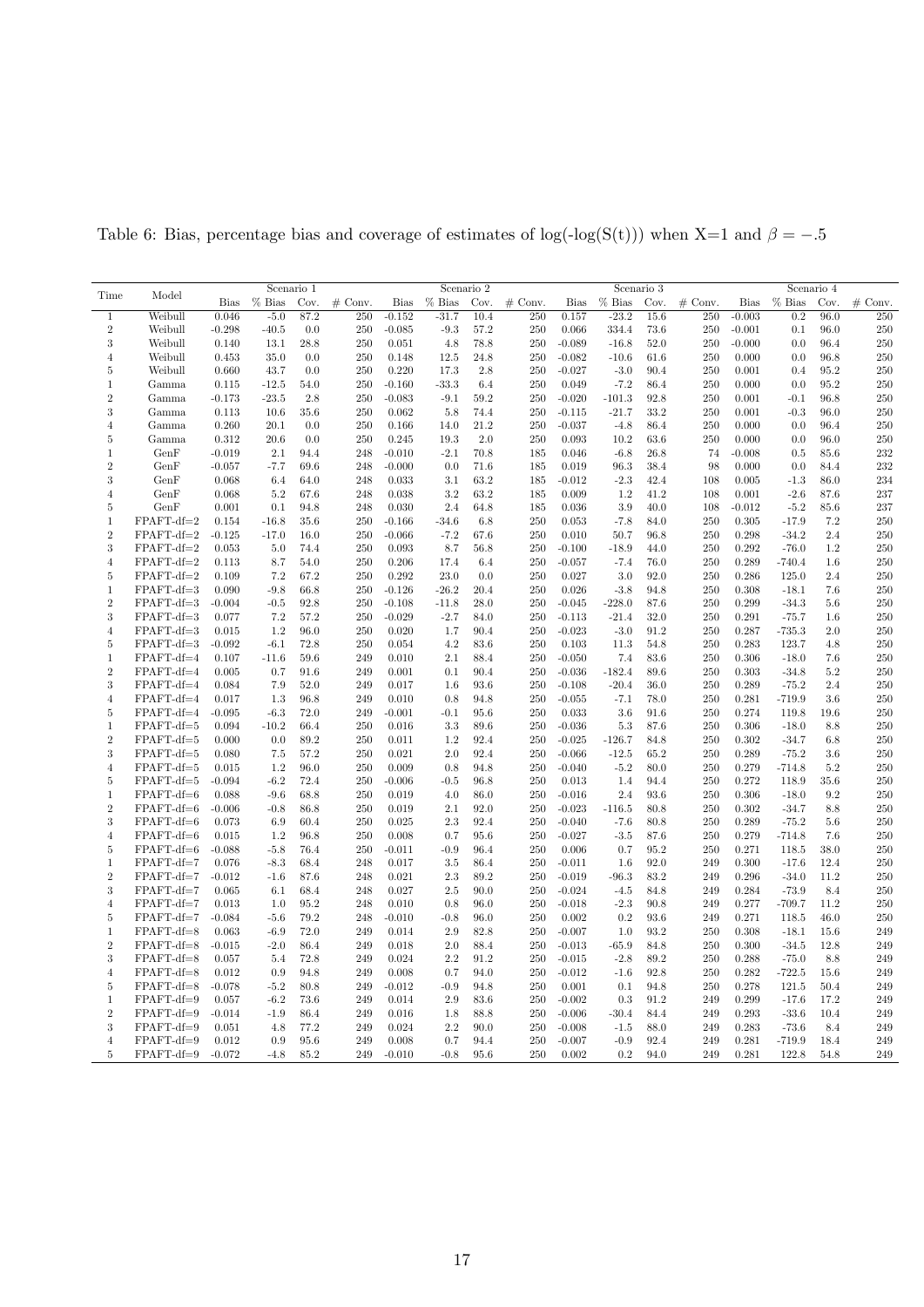Table 6: Bias, percentage bias and coverage of estimates of log(-log(S(t))) when X=1 and $\beta = -.5$

| Time | Model | Scenario 1 | | | | Scenario 2 | | | | Scenario 3 | | | | Scenario 4 | | | |
|---|---|---|---|---|---|---|---|---|---|---|---|---|---|---|---|---|---|
| | | Bias | % Bias | Cov. | # Conv. | Bias | % Bias | Cov. | # Conv. | Bias | % Bias | Cov. | # Conv. | Bias | % Bias | Cov. | # Conv. |
| 1 | Weibull | 0.046 | -5.0 | 87.2 | 250 | -0.152 | -31.7 | 10.4 | 250 | 0.157 | -23.2 | 15.6 | 250 | -0.003 | 0.2 | 96.0 | 250 |
| 2 | Weibull | -0.298 | -40.5 | 0.0 | 250 | -0.085 | -9.3 | 57.2 | 250 | 0.066 | 334.4 | 73.6 | 250 | -0.001 | 0.1 | 96.0 | 250 |
| 3 | Weibull | 0.140 | 13.1 | 28.8 | 250 | 0.051 | 4.8 | 78.8 | 250 | -0.089 | -16.8 | 52.0 | 250 | -0.000 | 0.0 | 96.4 | 250 |
| 4 | Weibull | 0.453 | 35.0 | 0.0 | 250 | 0.148 | 12.5 | 24.8 | 250 | -0.082 | -10.6 | 61.6 | 250 | 0.000 | 0.0 | 96.8 | 250 |
| 5 | Weibull | 0.660 | 43.7 | 0.0 | 250 | 0.220 | 17.3 | 2.8 | 250 | -0.027 | -3.0 | 90.4 | 250 | 0.001 | 0.4 | 95.2 | 250 |
| 1 | Gamma | 0.115 | -12.5 | 54.0 | 250 | -0.160 | -33.3 | 6.4 | 250 | 0.049 | -7.2 | 86.4 | 250 | 0.000 | 0.0 | 95.2 | 250 |
| 2 | Gamma | -0.173 | -23.5 | 2.8 | 250 | -0.083 | -9.1 | 59.2 | 250 | -0.020 | -101.3 | 92.8 | 250 | 0.001 | -0.1 | 96.8 | 250 |
| 3 | Gamma | 0.113 | 10.6 | 35.6 | 250 | 0.062 | 5.8 | 74.4 | 250 | -0.115 | -21.7 | 33.2 | 250 | 0.001 | -0.3 | 96.0 | 250 |
| 4 | Gamma | 0.260 | 20.1 | 0.0 | 250 | 0.166 | 14.0 | 21.2 | 250 | -0.037 | -4.8 | 86.4 | 250 | 0.000 | 0.0 | 96.4 | 250 |
| 5 | Gamma | 0.312 | 20.6 | 0.0 | 250 | 0.245 | 19.3 | 2.0 | 250 | 0.093 | 10.2 | 63.6 | 250 | 0.000 | 0.0 | 96.0 | 250 |
| 1 | GenF | -0.019 | 2.1 | 94.4 | 248 | -0.010 | -2.1 | 70.8 | 185 | 0.046 | -6.8 | 26.8 | 74 | -0.008 | 0.5 | 85.6 | 232 |
| 2 | GenF | -0.057 | -7.7 | 69.6 | 248 | -0.000 | 0.0 | 71.6 | 185 | 0.019 | 96.3 | 38.4 | 98 | 0.000 | 0.0 | 84.4 | 232 |
| 3 | GenF | 0.068 | 6.4 | 64.0 | 248 | 0.033 | 3.1 | 63.2 | 185 | -0.012 | -2.3 | 42.4 | 108 | 0.005 | -1.3 | 86.0 | 234 |
| 4 | GenF | 0.068 | 5.2 | 67.6 | 248 | 0.038 | 3.2 | 63.2 | 185 | 0.009 | 1.2 | 41.2 | 108 | 0.001 | -2.6 | 87.6 | 237 |
| 5 | GenF | 0.001 | 0.1 | 94.8 | 248 | 0.030 | 2.4 | 64.8 | 185 | 0.036 | 3.9 | 40.0 | 108 | -0.012 | -5.2 | 85.6 | 237 |
| 1 | FPAFT-df=2 | 0.154 | -16.8 | 35.6 | 250 | -0.166 | -34.6 | 6.8 | 250 | 0.053 | -7.8 | 84.0 | 250 | 0.305 | -17.9 | 7.2 | 250 |
| 2 | FPAFT-df=2 | -0.125 | -17.0 | 16.0 | 250 | -0.066 | -7.2 | 67.6 | 250 | 0.010 | 50.7 | 96.8 | 250 | 0.298 | -34.2 | 2.4 | 250 |
| 3 | FPAFT-df=2 | 0.053 | 5.0 | 74.4 | 250 | 0.093 | 8.7 | 56.8 | 250 | -0.100 | -18.9 | 44.0 | 250 | 0.292 | -76.0 | 1.2 | 250 |
| 4 | FPAFT-df=2 | 0.113 | 8.7 | 54.0 | 250 | 0.206 | 17.4 | 6.4 | 250 | -0.057 | -7.4 | 76.0 | 250 | 0.289 | -740.4 | 1.6 | 250 |
| 5 | FPAFT-df=2 | 0.109 | 7.2 | 67.2 | 250 | 0.292 | 23.0 | 0.0 | 250 | 0.027 | 3.0 | 92.0 | 250 | 0.286 | 125.0 | 2.4 | 250 |
| 1 | FPAFT-df=3 | 0.090 | -9.8 | 66.8 | 250 | -0.126 | -26.2 | 20.4 | 250 | 0.026 | -3.8 | 94.8 | 250 | 0.308 | -18.1 | 7.6 | 250 |
| 2 | FPAFT-df=3 | -0.004 | -0.5 | 92.8 | 250 | -0.108 | -11.8 | 28.0 | 250 | -0.045 | -228.0 | 87.6 | 250 | 0.299 | -34.3 | 5.6 | 250 |
| 3 | FPAFT-df=3 | 0.077 | 7.2 | 57.2 | 250 | -0.029 | -2.7 | 84.0 | 250 | -0.113 | -21.4 | 32.0 | 250 | 0.291 | -75.7 | 1.6 | 250 |
| 4 | FPAFT-df=3 | 0.015 | 1.2 | 96.0 | 250 | 0.020 | 1.7 | 90.4 | 250 | -0.023 | -3.0 | 91.2 | 250 | 0.287 | -735.3 | 2.0 | 250 |
| 5 | FPAFT-df=3 | -0.092 | -6.1 | 72.8 | 250 | 0.054 | 4.2 | 83.6 | 250 | 0.103 | 11.3 | 54.8 | 250 | 0.283 | 123.7 | 4.8 | 250 |
| 1 | FPAFT-df=4 | 0.107 | -11.6 | 59.6 | 249 | 0.010 | 2.1 | 88.4 | 250 | -0.050 | 7.4 | 83.6 | 250 | 0.306 | -18.0 | 7.6 | 250 |
| 2 | FPAFT-df=4 | 0.005 | 0.7 | 91.6 | 249 | 0.001 | 0.1 | 90.4 | 250 | -0.036 | -182.4 | 89.6 | 250 | 0.303 | -34.8 | 5.2 | 250 |
| 3 | FPAFT-df=4 | 0.084 | 7.9 | 52.0 | 249 | 0.017 | 1.6 | 93.6 | 250 | -0.108 | -20.4 | 36.0 | 250 | 0.289 | -75.2 | 2.4 | 250 |
| 4 | FPAFT-df=4 | 0.017 | 1.3 | 96.8 | 249 | 0.010 | 0.8 | 94.8 | 250 | -0.055 | -7.1 | 78.0 | 250 | 0.281 | -719.9 | 3.6 | 250 |
| 5 | FPAFT-df=4 | -0.095 | -6.3 | 72.0 | 249 | -0.001 | -0.1 | 95.6 | 250 | 0.033 | 3.6 | 91.6 | 250 | 0.274 | 119.8 | 19.6 | 250 |
| 1 | FPAFT-df=5 | 0.094 | -10.2 | 66.4 | 250 | 0.016 | 3.3 | 89.6 | 250 | -0.036 | 5.3 | 87.6 | 250 | 0.306 | -18.0 | 8.8 | 250 |
| 2 | FPAFT-df=5 | 0.000 | 0.0 | 89.2 | 250 | 0.011 | 1.2 | 92.4 | 250 | -0.025 | -126.7 | 84.8 | 250 | 0.302 | -34.7 | 6.8 | 250 |
| 3 | FPAFT-df=5 | 0.080 | 7.5 | 57.2 | 250 | 0.021 | 2.0 | 92.4 | 250 | -0.066 | -12.5 | 65.2 | 250 | 0.289 | -75.2 | 3.6 | 250 |
| 4 | FPAFT-df=5 | 0.015 | 1.2 | 96.0 | 250 | 0.009 | 0.8 | 94.8 | 250 | -0.040 | -5.2 | 80.0 | 250 | 0.279 | -714.8 | 5.2 | 250 |
| 5 | FPAFT-df=5 | -0.094 | -6.2 | 72.4 | 250 | -0.006 | -0.5 | 96.8 | 250 | 0.013 | 1.4 | 94.4 | 250 | 0.272 | 118.9 | 35.6 | 250 |
| 1 | FPAFT-df=6 | 0.088 | -9.6 | 68.8 | 250 | 0.019 | 4.0 | 86.0 | 250 | -0.016 | 2.4 | 93.6 | 250 | 0.306 | -18.0 | 9.2 | 250 |
| 2 | FPAFT-df=6 | -0.006 | -0.8 | 86.8 | 250 | 0.019 | 2.1 | 92.0 | 250 | -0.023 | -116.5 | 80.8 | 250 | 0.302 | -34.7 | 8.8 | 250 |
| 3 | FPAFT-df=6 | 0.073 | 6.9 | 60.4 | 250 | 0.025 | 2.3 | 92.4 | 250 | -0.040 | -7.6 | 80.8 | 250 | 0.289 | -75.2 | 5.6 | 250 |
| 4 | FPAFT-df=6 | 0.015 | 1.2 | 96.8 | 250 | 0.008 | 0.7 | 95.6 | 250 | -0.027 | -3.5 | 87.6 | 250 | 0.279 | -714.8 | 7.6 | 250 |
| 5 | FPAFT-df=6 | -0.088 | -5.8 | 76.4 | 250 | -0.011 | -0.9 | 96.4 | 250 | 0.006 | 0.7 | 95.2 | 250 | 0.271 | 118.5 | 38.0 | 250 |
| 1 | FPAFT-df=7 | 0.076 | -8.3 | 68.4 | 248 | 0.017 | 3.5 | 86.4 | 250 | -0.011 | 1.6 | 92.0 | 249 | 0.300 | -17.6 | 12.4 | 250 |
| 2 | FPAFT-df=7 | -0.012 | -1.6 | 87.6 | 248 | 0.021 | 2.3 | 89.2 | 250 | -0.019 | -96.3 | 83.2 | 249 | 0.296 | -34.0 | 11.2 | 250 |
| 3 | FPAFT-df=7 | 0.065 | 6.1 | 68.4 | 248 | 0.027 | 2.5 | 90.0 | 250 | -0.024 | -4.5 | 84.8 | 249 | 0.284 | -73.9 | 8.4 | 250 |
| 4 | FPAFT-df=7 | 0.013 | 1.0 | 95.2 | 248 | 0.010 | 0.8 | 96.0 | 250 | -0.018 | -2.3 | 90.8 | 249 | 0.277 | -709.7 | 11.2 | 250 |
| 5 | FPAFT-df=7 | -0.084 | -5.6 | 79.2 | 248 | -0.010 | -0.8 | 96.0 | 250 | 0.002 | 0.2 | 93.6 | 249 | 0.271 | 118.5 | 46.0 | 250 |
| 1 | FPAFT-df=8 | 0.063 | -6.9 | 72.0 | 249 | 0.014 | 2.9 | 82.8 | 250 | -0.007 | 1.0 | 93.2 | 250 | 0.308 | -18.1 | 15.6 | 249 |
| 2 | FPAFT-df=8 | -0.015 | -2.0 | 86.4 | 249 | 0.018 | 2.0 | 88.4 | 250 | -0.013 | -65.9 | 84.8 | 250 | 0.300 | -34.5 | 12.8 | 249 |
| 3 | FPAFT-df=8 | 0.057 | 5.4 | 72.8 | 249 | 0.024 | 2.2 | 91.2 | 250 | -0.015 | -2.8 | 89.2 | 250 | 0.288 | -75.0 | 8.8 | 249 |
| 4 | FPAFT-df=8 | 0.012 | 0.9 | 94.8 | 249 | 0.008 | 0.7 | 94.0 | 250 | -0.012 | -1.6 | 92.8 | 250 | 0.282 | -722.5 | 15.6 | 249 |
| 5 | FPAFT-df=8 | -0.078 | -5.2 | 80.8 | 249 | -0.012 | -0.9 | 94.8 | 250 | 0.001 | 0.1 | 94.8 | 250 | 0.278 | 121.5 | 50.4 | 249 |
| 1 | FPAFT-df=9 | 0.057 | -6.2 | 73.6 | 249 | 0.014 | 2.9 | 83.6 | 250 | -0.002 | 0.3 | 91.2 | 249 | 0.299 | -17.6 | 17.2 | 249 |
| 2 | FPAFT-df=9 | -0.014 | -1.9 | 86.4 | 249 | 0.016 | 1.8 | 88.8 | 250 | -0.006 | -30.4 | 84.4 | 249 | 0.293 | -33.6 | 10.4 | 249 |
| 3 | FPAFT-df=9 | 0.051 | 4.8 | 77.2 | 249 | 0.024 | 2.2 | 90.0 | 250 | -0.008 | -1.5 | 88.0 | 249 | 0.283 | -73.6 | 8.4 | 249 |
| 4 | FPAFT-df=9 | 0.012 | 0.9 | 95.6 | 249 | 0.008 | 0.7 | 94.4 | 250 | -0.007 | -0.9 | 92.4 | 249 | 0.281 | -719.9 | 18.4 | 249 |
| 5 | FPAFT-df=9 | -0.072 | -4.8 | 85.2 | 249 | -0.010 | -0.8 | 95.6 | 250 | 0.002 | 0.2 | 94.0 | 249 | 0.281 | 122.8 | 54.8 | 249 |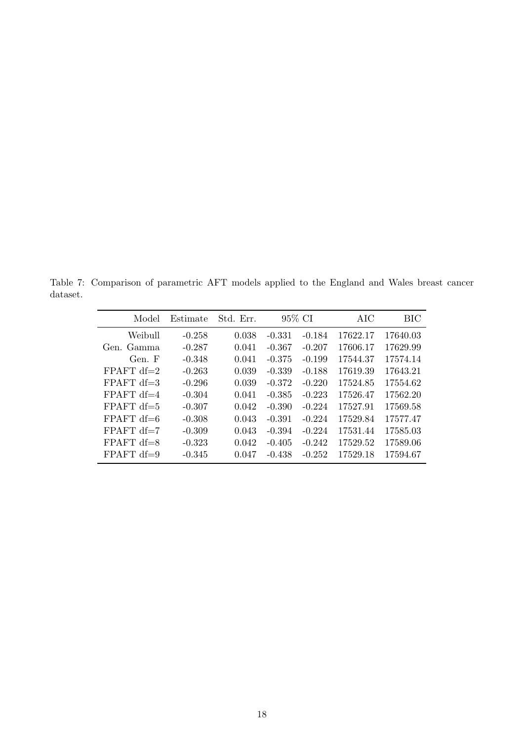Table 7: Comparison of parametric AFT models applied to the England and Wales breast cancer dataset.

| Model | Estimate | Std. Err. | 95% CI | | AIC | BIC |
|---|---|---|---|---|---|---|
| Weibull | -0.258 | 0.038 | -0.331 | -0.184 | 17622.17 | 17640.03 |
| Gen. Gamma | -0.287 | 0.041 | -0.367 | -0.207 | 17606.17 | 17629.99 |
| Gen. F | -0.348 | 0.041 | -0.375 | -0.199 | 17544.37 | 17574.14 |
| FPAFT df=2 | -0.263 | 0.039 | -0.339 | -0.188 | 17619.39 | 17643.21 |
| FPAFT df=3 | -0.296 | 0.039 | -0.372 | -0.220 | 17524.85 | 17554.62 |
| FPAFT df=4 | -0.304 | 0.041 | -0.385 | -0.223 | 17526.47 | 17562.20 |
| FPAFT df=5 | -0.307 | 0.042 | -0.390 | -0.224 | 17527.91 | 17569.58 |
| FPAFT df=6 | -0.308 | 0.043 | -0.391 | -0.224 | 17529.84 | 17577.47 |
| FPAFT df=7 | -0.309 | 0.043 | -0.394 | -0.224 | 17531.44 | 17585.03 |
| FPAFT df=8 | -0.323 | 0.042 | -0.405 | -0.242 | 17529.52 | 17589.06 |
| FPAFT df=9 | -0.345 | 0.047 | -0.438 | -0.252 | 17529.18 | 17594.67 |